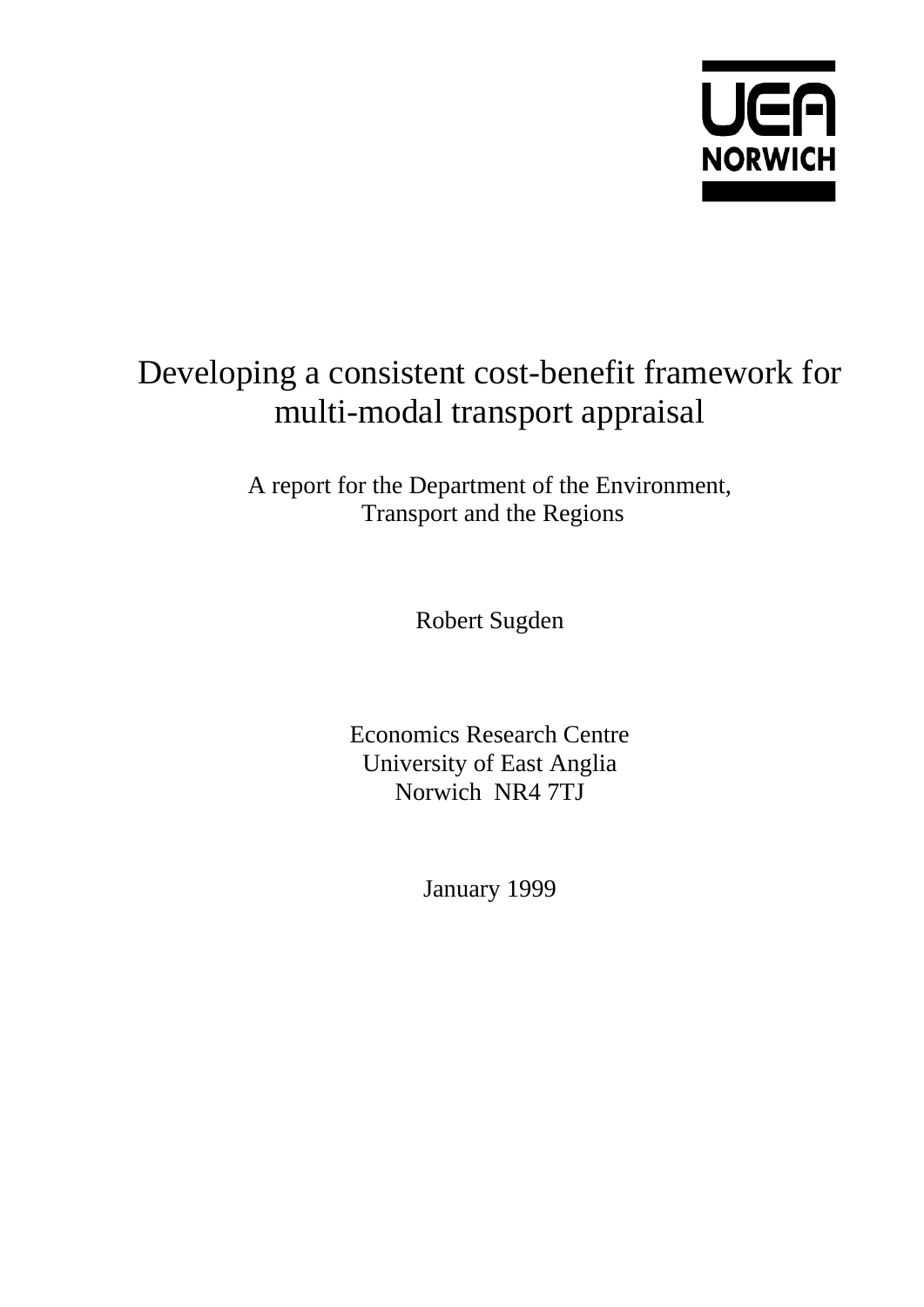UEA NORWICH

# Developing a consistent cost-benefit framework for multi-modal transport appraisal

A report for the Department of the Environment, Transport and the Regions

Robert Sugden

Economics Research Centre
University of East Anglia
Norwich NR4 7TJ

January 1999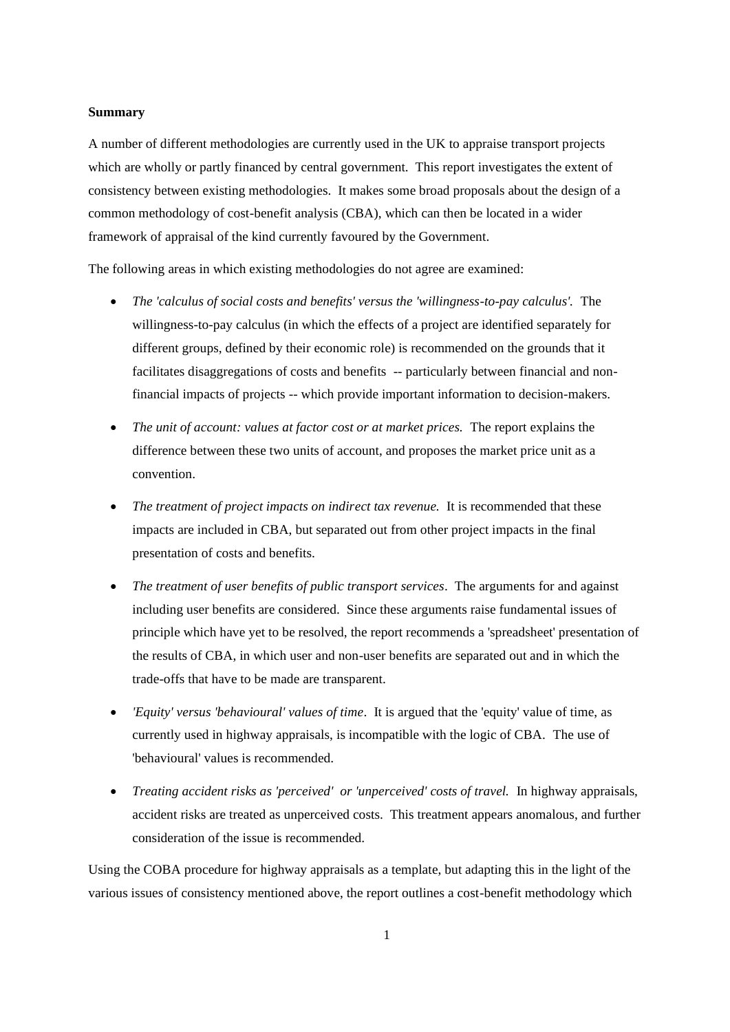**Summary**

A number of different methodologies are currently used in the UK to appraise transport projects which are wholly or partly financed by central government. This report investigates the extent of consistency between existing methodologies. It makes some broad proposals about the design of a common methodology of cost-benefit analysis (CBA), which can then be located in a wider framework of appraisal of the kind currently favoured by the Government.

The following areas in which existing methodologies do not agree are examined:

- *The 'calculus of social costs and benefits' versus the 'willingness-to-pay calculus'.* The willingness-to-pay calculus (in which the effects of a project are identified separately for different groups, defined by their economic role) is recommended on the grounds that it facilitates disaggregations of costs and benefits -- particularly between financial and non-financial impacts of projects -- which provide important information to decision-makers.
- *The unit of account: values at factor cost or at market prices.* The report explains the difference between these two units of account, and proposes the market price unit as a convention.
- *The treatment of project impacts on indirect tax revenue.* It is recommended that these impacts are included in CBA, but separated out from other project impacts in the final presentation of costs and benefits.
- *The treatment of user benefits of public transport services*. The arguments for and against including user benefits are considered. Since these arguments raise fundamental issues of principle which have yet to be resolved, the report recommends a 'spreadsheet' presentation of the results of CBA, in which user and non-user benefits are separated out and in which the trade-offs that have to be made are transparent.
- *'Equity' versus 'behavioural' values of time*. It is argued that the 'equity' value of time, as currently used in highway appraisals, is incompatible with the logic of CBA. The use of 'behavioural' values is recommended.
- *Treating accident risks as 'perceived' or 'unperceived' costs of travel.* In highway appraisals, accident risks are treated as unperceived costs. This treatment appears anomalous, and further consideration of the issue is recommended.

Using the COBA procedure for highway appraisals as a template, but adapting this in the light of the various issues of consistency mentioned above, the report outlines a cost-benefit methodology which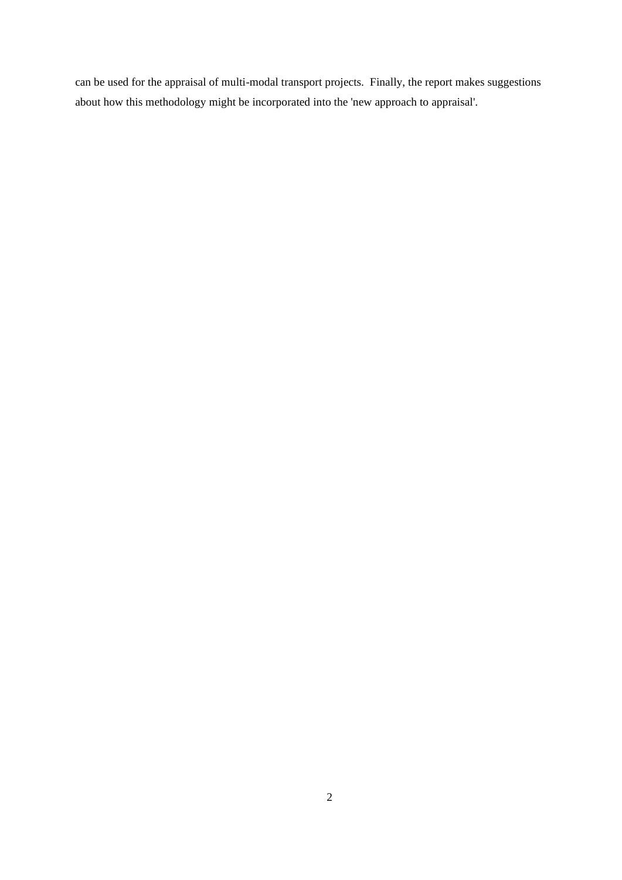can be used for the appraisal of multi-modal transport projects. Finally, the report makes suggestions about how this methodology might be incorporated into the 'new approach to appraisal'.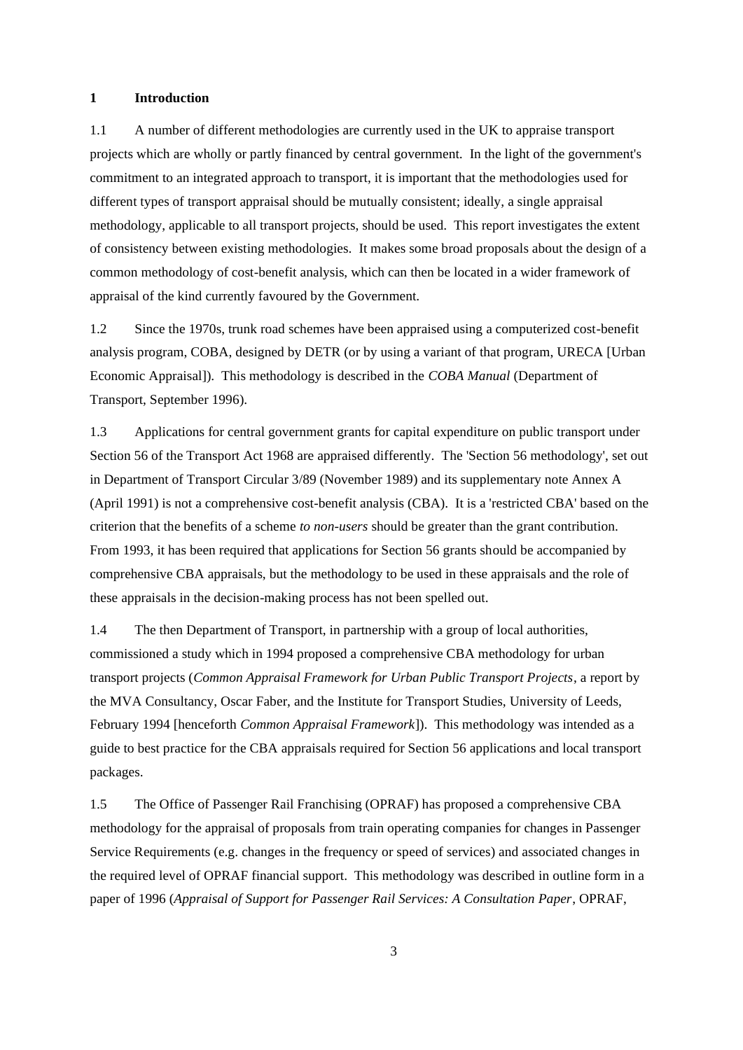## 1 Introduction

1.1 A number of different methodologies are currently used in the UK to appraise transport projects which are wholly or partly financed by central government. In the light of the government's commitment to an integrated approach to transport, it is important that the methodologies used for different types of transport appraisal should be mutually consistent; ideally, a single appraisal methodology, applicable to all transport projects, should be used. This report investigates the extent of consistency between existing methodologies. It makes some broad proposals about the design of a common methodology of cost-benefit analysis, which can then be located in a wider framework of appraisal of the kind currently favoured by the Government.

1.2 Since the 1970s, trunk road schemes have been appraised using a computerized cost-benefit analysis program, COBA, designed by DETR (or by using a variant of that program, URECA [Urban Economic Appraisal]). This methodology is described in the *COBA Manual* (Department of Transport, September 1996).

1.3 Applications for central government grants for capital expenditure on public transport under Section 56 of the Transport Act 1968 are appraised differently. The 'Section 56 methodology', set out in Department of Transport Circular 3/89 (November 1989) and its supplementary note Annex A (April 1991) is not a comprehensive cost-benefit analysis (CBA). It is a 'restricted CBA' based on the criterion that the benefits of a scheme *to non-users* should be greater than the grant contribution. From 1993, it has been required that applications for Section 56 grants should be accompanied by comprehensive CBA appraisals, but the methodology to be used in these appraisals and the role of these appraisals in the decision-making process has not been spelled out.

1.4 The then Department of Transport, in partnership with a group of local authorities, commissioned a study which in 1994 proposed a comprehensive CBA methodology for urban transport projects (*Common Appraisal Framework for Urban Public Transport Projects*, a report by the MVA Consultancy, Oscar Faber, and the Institute for Transport Studies, University of Leeds, February 1994 [henceforth *Common Appraisal Framework*]). This methodology was intended as a guide to best practice for the CBA appraisals required for Section 56 applications and local transport packages.

1.5 The Office of Passenger Rail Franchising (OPRAF) has proposed a comprehensive CBA methodology for the appraisal of proposals from train operating companies for changes in Passenger Service Requirements (e.g. changes in the frequency or speed of services) and associated changes in the required level of OPRAF financial support. This methodology was described in outline form in a paper of 1996 (*Appraisal of Support for Passenger Rail Services: A Consultation Paper*, OPRAF,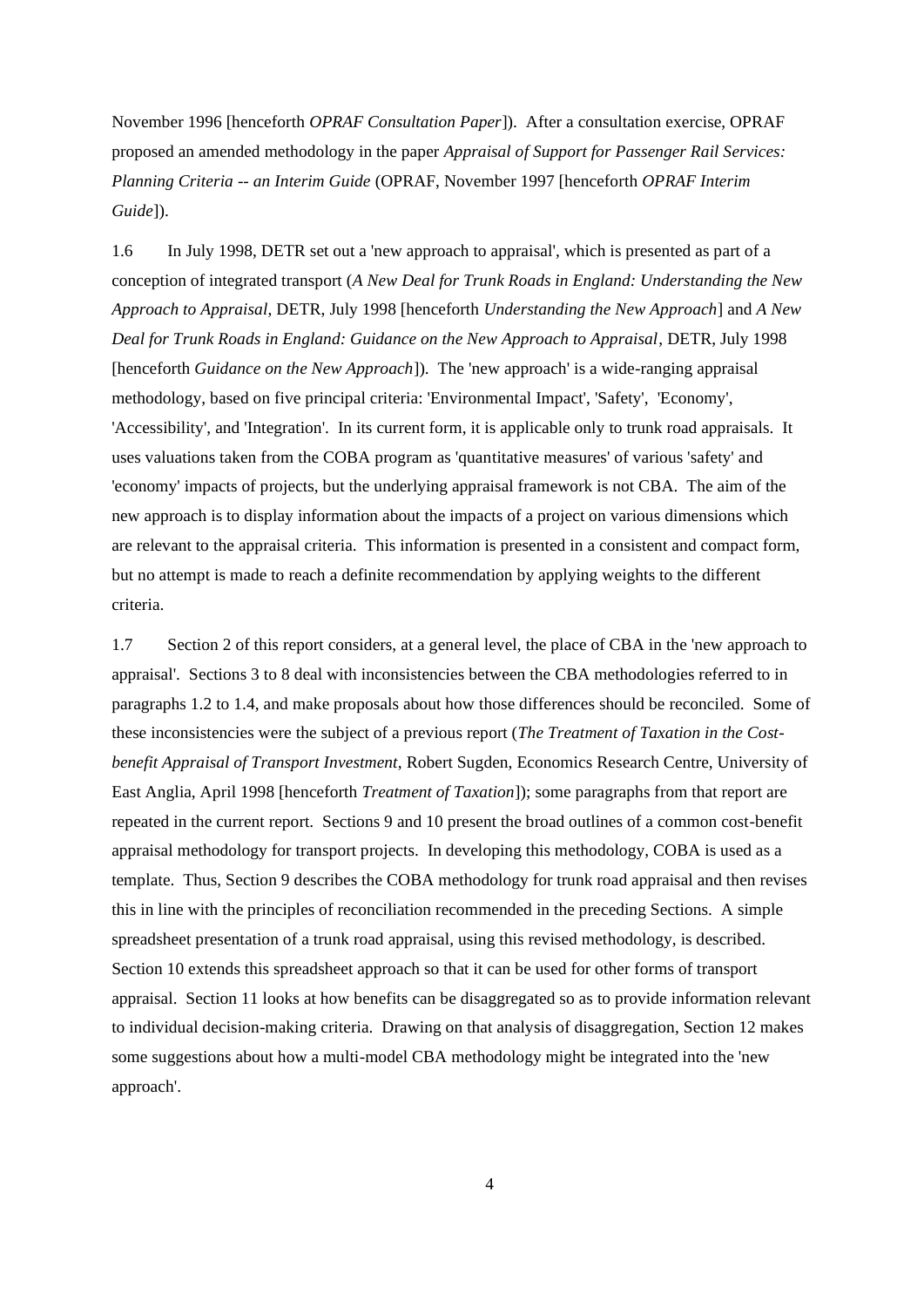November 1996 [henceforth *OPRAF Consultation Paper*]). After a consultation exercise, OPRAF proposed an amended methodology in the paper *Appraisal of Support for Passenger Rail Services: Planning Criteria -- an Interim Guide* (OPRAF, November 1997 [henceforth *OPRAF Interim Guide*]).

1.6 In July 1998, DETR set out a 'new approach to appraisal', which is presented as part of a conception of integrated transport (*A New Deal for Trunk Roads in England: Understanding the New Approach to Appraisal*, DETR, July 1998 [henceforth *Understanding the New Approach*] and *A New Deal for Trunk Roads in England: Guidance on the New Approach to Appraisal*, DETR, July 1998 [henceforth *Guidance on the New Approach*]). The 'new approach' is a wide-ranging appraisal methodology, based on five principal criteria: 'Environmental Impact', 'Safety', 'Economy', 'Accessibility', and 'Integration'. In its current form, it is applicable only to trunk road appraisals. It uses valuations taken from the COBA program as 'quantitative measures' of various 'safety' and 'economy' impacts of projects, but the underlying appraisal framework is not CBA. The aim of the new approach is to display information about the impacts of a project on various dimensions which are relevant to the appraisal criteria. This information is presented in a consistent and compact form, but no attempt is made to reach a definite recommendation by applying weights to the different criteria.

1.7 Section 2 of this report considers, at a general level, the place of CBA in the 'new approach to appraisal'. Sections 3 to 8 deal with inconsistencies between the CBA methodologies referred to in paragraphs 1.2 to 1.4, and make proposals about how those differences should be reconciled. Some of these inconsistencies were the subject of a previous report (*The Treatment of Taxation in the Cost-benefit Appraisal of Transport Investment*, Robert Sugden, Economics Research Centre, University of East Anglia, April 1998 [henceforth *Treatment of Taxation*]); some paragraphs from that report are repeated in the current report. Sections 9 and 10 present the broad outlines of a common cost-benefit appraisal methodology for transport projects. In developing this methodology, COBA is used as a template. Thus, Section 9 describes the COBA methodology for trunk road appraisal and then revises this in line with the principles of reconciliation recommended in the preceding Sections. A simple spreadsheet presentation of a trunk road appraisal, using this revised methodology, is described. Section 10 extends this spreadsheet approach so that it can be used for other forms of transport appraisal. Section 11 looks at how benefits can be disaggregated so as to provide information relevant to individual decision-making criteria. Drawing on that analysis of disaggregation, Section 12 makes some suggestions about how a multi-model CBA methodology might be integrated into the 'new approach'.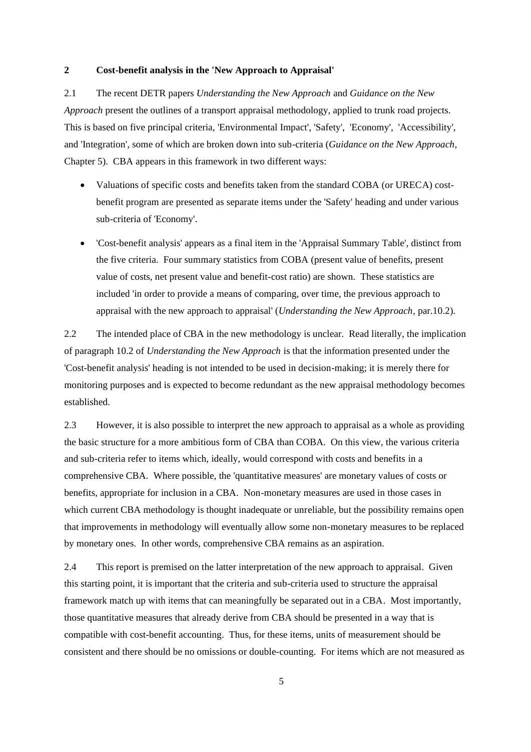## 2 Cost-benefit analysis in the 'New Approach to Appraisal'

2.1 The recent DETR papers *Understanding the New Approach* and *Guidance on the New Approach* present the outlines of a transport appraisal methodology, applied to trunk road projects. This is based on five principal criteria, 'Environmental Impact', 'Safety', 'Economy', 'Accessibility', and 'Integration', some of which are broken down into sub-criteria (*Guidance on the New Approach*, Chapter 5). CBA appears in this framework in two different ways:

- Valuations of specific costs and benefits taken from the standard COBA (or URECA) cost-benefit program are presented as separate items under the 'Safety' heading and under various sub-criteria of 'Economy'.
- 'Cost-benefit analysis' appears as a final item in the 'Appraisal Summary Table', distinct from the five criteria. Four summary statistics from COBA (present value of benefits, present value of costs, net present value and benefit-cost ratio) are shown. These statistics are included 'in order to provide a means of comparing, over time, the previous approach to appraisal with the new approach to appraisal' (*Understanding the New Approach*, par.10.2).

2.2 The intended place of CBA in the new methodology is unclear. Read literally, the implication of paragraph 10.2 of *Understanding the New Approach* is that the information presented under the 'Cost-benefit analysis' heading is not intended to be used in decision-making; it is merely there for monitoring purposes and is expected to become redundant as the new appraisal methodology becomes established.

2.3 However, it is also possible to interpret the new approach to appraisal as a whole as providing the basic structure for a more ambitious form of CBA than COBA. On this view, the various criteria and sub-criteria refer to items which, ideally, would correspond with costs and benefits in a comprehensive CBA. Where possible, the 'quantitative measures' are monetary values of costs or benefits, appropriate for inclusion in a CBA. Non-monetary measures are used in those cases in which current CBA methodology is thought inadequate or unreliable, but the possibility remains open that improvements in methodology will eventually allow some non-monetary measures to be replaced by monetary ones. In other words, comprehensive CBA remains as an aspiration.

2.4 This report is premised on the latter interpretation of the new approach to appraisal. Given this starting point, it is important that the criteria and sub-criteria used to structure the appraisal framework match up with items that can meaningfully be separated out in a CBA. Most importantly, those quantitative measures that already derive from CBA should be presented in a way that is compatible with cost-benefit accounting. Thus, for these items, units of measurement should be consistent and there should be no omissions or double-counting. For items which are not measured as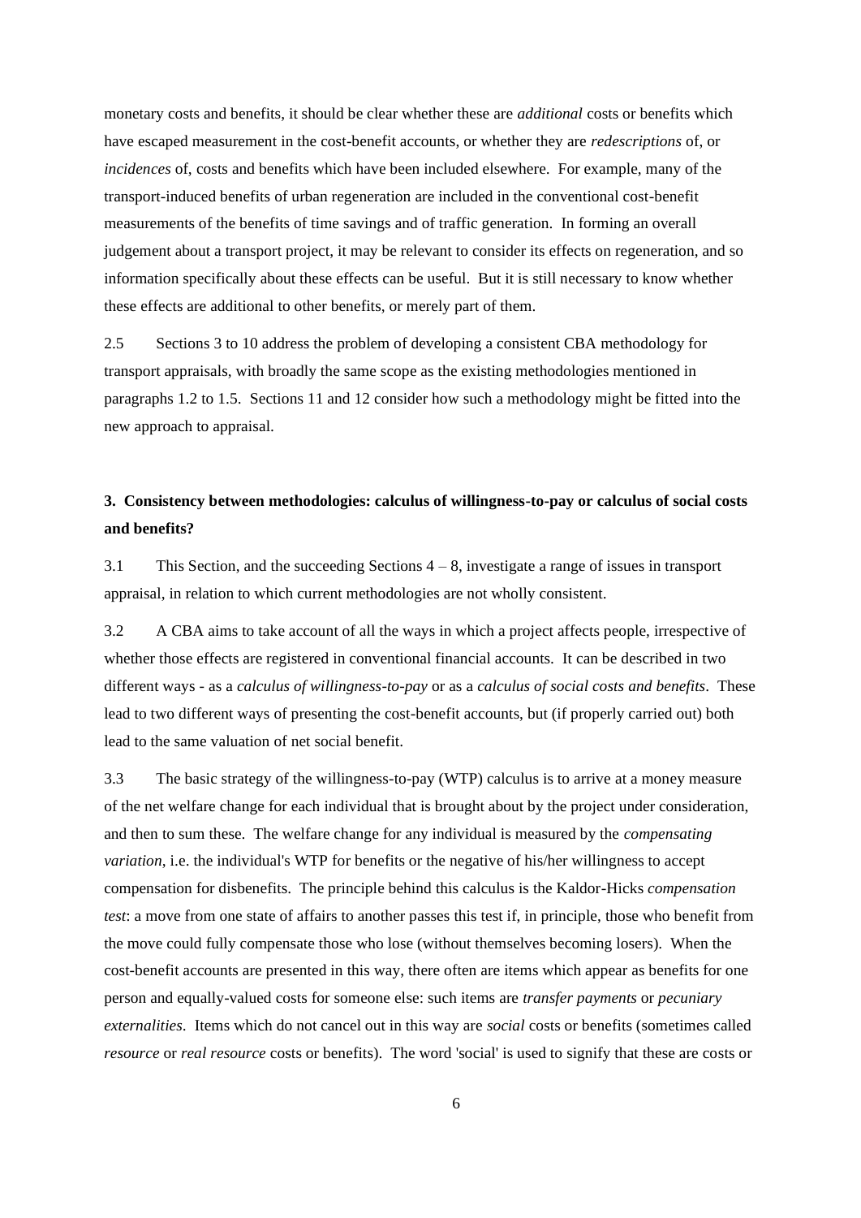monetary costs and benefits, it should be clear whether these are *additional* costs or benefits which have escaped measurement in the cost-benefit accounts, or whether they are *redescriptions* of, or *incidences* of, costs and benefits which have been included elsewhere. For example, many of the transport-induced benefits of urban regeneration are included in the conventional cost-benefit measurements of the benefits of time savings and of traffic generation. In forming an overall judgement about a transport project, it may be relevant to consider its effects on regeneration, and so information specifically about these effects can be useful. But it is still necessary to know whether these effects are additional to other benefits, or merely part of them.

2.5 Sections 3 to 10 address the problem of developing a consistent CBA methodology for transport appraisals, with broadly the same scope as the existing methodologies mentioned in paragraphs 1.2 to 1.5. Sections 11 and 12 consider how such a methodology might be fitted into the new approach to appraisal.

## 3. Consistency between methodologies: calculus of willingness-to-pay or calculus of social costs and benefits?

3.1 This Section, and the succeeding Sections 4 – 8, investigate a range of issues in transport appraisal, in relation to which current methodologies are not wholly consistent.

3.2 A CBA aims to take account of all the ways in which a project affects people, irrespective of whether those effects are registered in conventional financial accounts. It can be described in two different ways - as a *calculus of willingness-to-pay* or as a *calculus of social costs and benefits*. These lead to two different ways of presenting the cost-benefit accounts, but (if properly carried out) both lead to the same valuation of net social benefit.

3.3 The basic strategy of the willingness-to-pay (WTP) calculus is to arrive at a money measure of the net welfare change for each individual that is brought about by the project under consideration, and then to sum these. The welfare change for any individual is measured by the *compensating variation*, i.e. the individual's WTP for benefits or the negative of his/her willingness to accept compensation for disbenefits. The principle behind this calculus is the Kaldor-Hicks *compensation test*: a move from one state of affairs to another passes this test if, in principle, those who benefit from the move could fully compensate those who lose (without themselves becoming losers). When the cost-benefit accounts are presented in this way, there often are items which appear as benefits for one person and equally-valued costs for someone else: such items are *transfer payments* or *pecuniary externalities*. Items which do not cancel out in this way are *social* costs or benefits (sometimes called *resource* or *real resource* costs or benefits). The word 'social' is used to signify that these are costs or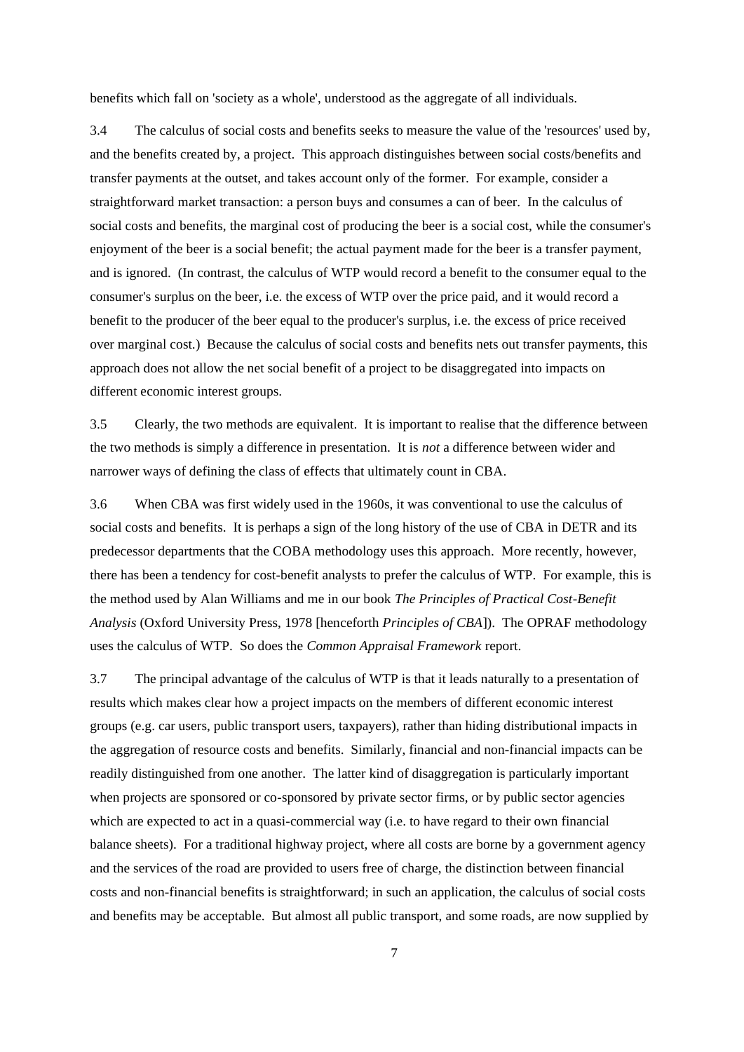benefits which fall on 'society as a whole', understood as the aggregate of all individuals.

3.4 The calculus of social costs and benefits seeks to measure the value of the 'resources' used by, and the benefits created by, a project. This approach distinguishes between social costs/benefits and transfer payments at the outset, and takes account only of the former. For example, consider a straightforward market transaction: a person buys and consumes a can of beer. In the calculus of social costs and benefits, the marginal cost of producing the beer is a social cost, while the consumer's enjoyment of the beer is a social benefit; the actual payment made for the beer is a transfer payment, and is ignored. (In contrast, the calculus of WTP would record a benefit to the consumer equal to the consumer's surplus on the beer, i.e. the excess of WTP over the price paid, and it would record a benefit to the producer of the beer equal to the producer's surplus, i.e. the excess of price received over marginal cost.) Because the calculus of social costs and benefits nets out transfer payments, this approach does not allow the net social benefit of a project to be disaggregated into impacts on different economic interest groups.

3.5 Clearly, the two methods are equivalent. It is important to realise that the difference between the two methods is simply a difference in presentation. It is *not* a difference between wider and narrower ways of defining the class of effects that ultimately count in CBA.

3.6 When CBA was first widely used in the 1960s, it was conventional to use the calculus of social costs and benefits. It is perhaps a sign of the long history of the use of CBA in DETR and its predecessor departments that the COBA methodology uses this approach. More recently, however, there has been a tendency for cost-benefit analysts to prefer the calculus of WTP. For example, this is the method used by Alan Williams and me in our book *The Principles of Practical Cost-Benefit Analysis* (Oxford University Press, 1978 [henceforth *Principles of CBA*]). The OPRAF methodology uses the calculus of WTP. So does the *Common Appraisal Framework* report.

3.7 The principal advantage of the calculus of WTP is that it leads naturally to a presentation of results which makes clear how a project impacts on the members of different economic interest groups (e.g. car users, public transport users, taxpayers), rather than hiding distributional impacts in the aggregation of resource costs and benefits. Similarly, financial and non-financial impacts can be readily distinguished from one another. The latter kind of disaggregation is particularly important when projects are sponsored or co-sponsored by private sector firms, or by public sector agencies which are expected to act in a quasi-commercial way (i.e. to have regard to their own financial balance sheets). For a traditional highway project, where all costs are borne by a government agency and the services of the road are provided to users free of charge, the distinction between financial costs and non-financial benefits is straightforward; in such an application, the calculus of social costs and benefits may be acceptable. But almost all public transport, and some roads, are now supplied by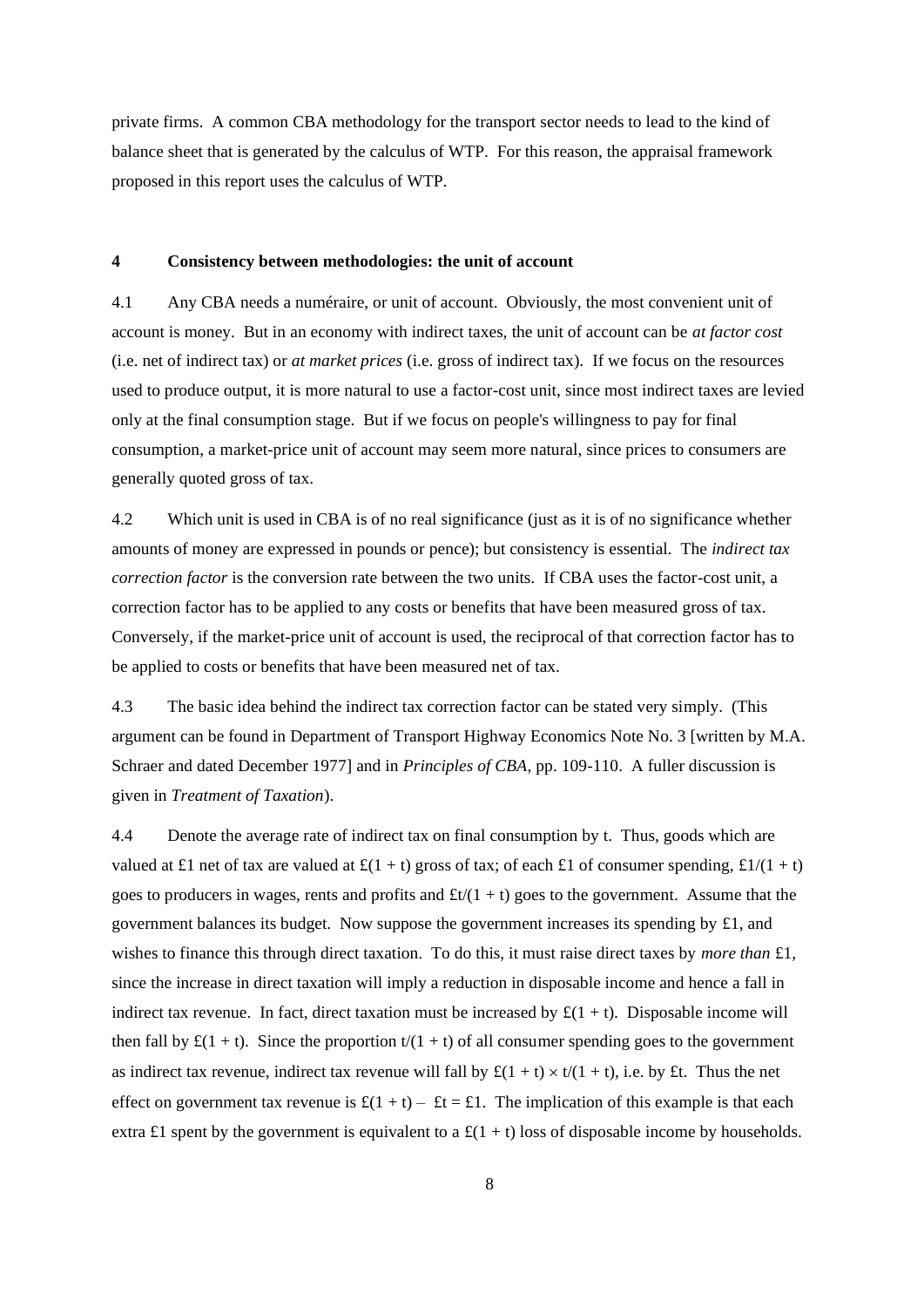private firms. A common CBA methodology for the transport sector needs to lead to the kind of balance sheet that is generated by the calculus of WTP. For this reason, the appraisal framework proposed in this report uses the calculus of WTP.

## 4 Consistency between methodologies: the unit of account

4.1 Any CBA needs a numéraire, or unit of account. Obviously, the most convenient unit of account is money. But in an economy with indirect taxes, the unit of account can be *at factor cost* (i.e. net of indirect tax) or *at market prices* (i.e. gross of indirect tax). If we focus on the resources used to produce output, it is more natural to use a factor-cost unit, since most indirect taxes are levied only at the final consumption stage. But if we focus on people's willingness to pay for final consumption, a market-price unit of account may seem more natural, since prices to consumers are generally quoted gross of tax.

4.2 Which unit is used in CBA is of no real significance (just as it is of no significance whether amounts of money are expressed in pounds or pence); but consistency is essential. The *indirect tax correction factor* is the conversion rate between the two units. If CBA uses the factor-cost unit, a correction factor has to be applied to any costs or benefits that have been measured gross of tax. Conversely, if the market-price unit of account is used, the reciprocal of that correction factor has to be applied to costs or benefits that have been measured net of tax.

4.3 The basic idea behind the indirect tax correction factor can be stated very simply. (This argument can be found in Department of Transport Highway Economics Note No. 3 [written by M.A. Schraer and dated December 1977] and in *Principles of CBA*, pp. 109-110. A fuller discussion is given in *Treatment of Taxation*).

4.4 Denote the average rate of indirect tax on final consumption by t. Thus, goods which are valued at £1 net of tax are valued at $£(1 + t)$ gross of tax; of each £1 of consumer spending, $£1/(1 + t)$ goes to producers in wages, rents and profits and $£t/(1 + t)$ goes to the government. Assume that the government balances its budget. Now suppose the government increases its spending by £1, and wishes to finance this through direct taxation. To do this, it must raise direct taxes by *more than* £1, since the increase in direct taxation will imply a reduction in disposable income and hence a fall in indirect tax revenue. In fact, direct taxation must be increased by $£(1 + t)$. Disposable income will then fall by $£(1 + t)$. Since the proportion $t/(1 + t)$ of all consumer spending goes to the government as indirect tax revenue, indirect tax revenue will fall by $£(1 + t) \times t/(1 + t)$, i.e. by £t. Thus the net effect on government tax revenue is $£(1 + t) - £t = £1$. The implication of this example is that each extra £1 spent by the government is equivalent to a $£(1 + t)$ loss of disposable income by households.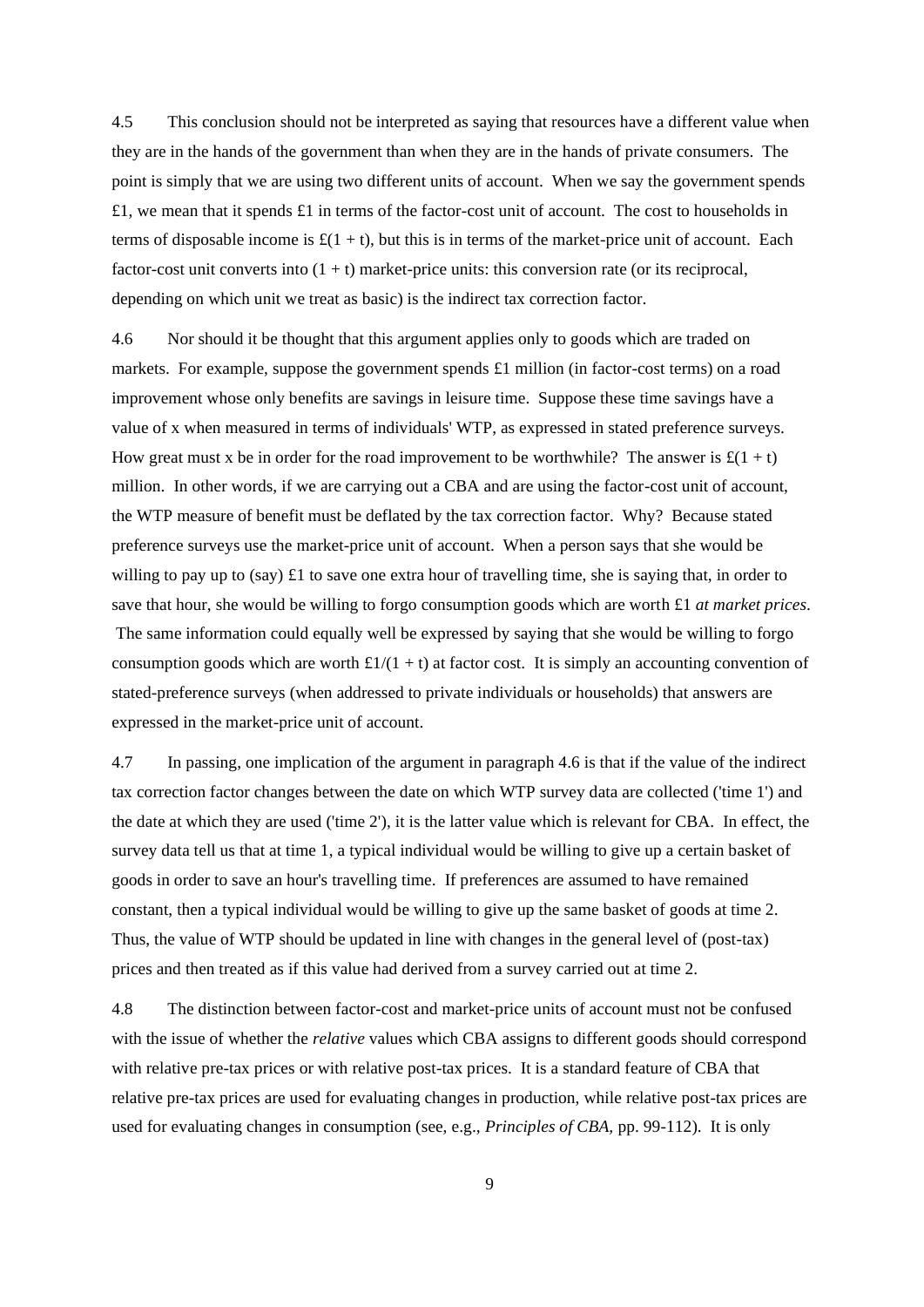4.5 This conclusion should not be interpreted as saying that resources have a different value when they are in the hands of the government than when they are in the hands of private consumers. The point is simply that we are using two different units of account. When we say the government spends £1, we mean that it spends £1 in terms of the factor-cost unit of account. The cost to households in terms of disposable income is £$(1 + t)$, but this is in terms of the market-price unit of account. Each factor-cost unit converts into $(1 + t)$ market-price units: this conversion rate (or its reciprocal, depending on which unit we treat as basic) is the indirect tax correction factor.

4.6 Nor should it be thought that this argument applies only to goods which are traded on markets. For example, suppose the government spends £1 million (in factor-cost terms) on a road improvement whose only benefits are savings in leisure time. Suppose these time savings have a value of x when measured in terms of individuals' WTP, as expressed in stated preference surveys. How great must x be in order for the road improvement to be worthwhile? The answer is £$(1 + t)$ million. In other words, if we are carrying out a CBA and are using the factor-cost unit of account, the WTP measure of benefit must be deflated by the tax correction factor. Why? Because stated preference surveys use the market-price unit of account. When a person says that she would be willing to pay up to (say) £1 to save one extra hour of travelling time, she is saying that, in order to save that hour, she would be willing to forgo consumption goods which are worth £1 *at market prices*. The same information could equally well be expressed by saying that she would be willing to forgo consumption goods which are worth £$1/(1 + t)$ at factor cost. It is simply an accounting convention of stated-preference surveys (when addressed to private individuals or households) that answers are expressed in the market-price unit of account.

4.7 In passing, one implication of the argument in paragraph 4.6 is that if the value of the indirect tax correction factor changes between the date on which WTP survey data are collected ('time 1') and the date at which they are used ('time 2'), it is the latter value which is relevant for CBA. In effect, the survey data tell us that at time 1, a typical individual would be willing to give up a certain basket of goods in order to save an hour's travelling time. If preferences are assumed to have remained constant, then a typical individual would be willing to give up the same basket of goods at time 2. Thus, the value of WTP should be updated in line with changes in the general level of (post-tax) prices and then treated as if this value had derived from a survey carried out at time 2.

4.8 The distinction between factor-cost and market-price units of account must not be confused with the issue of whether the *relative* values which CBA assigns to different goods should correspond with relative pre-tax prices or with relative post-tax prices. It is a standard feature of CBA that relative pre-tax prices are used for evaluating changes in production, while relative post-tax prices are used for evaluating changes in consumption (see, e.g., *Principles of CBA*, pp. 99-112). It is only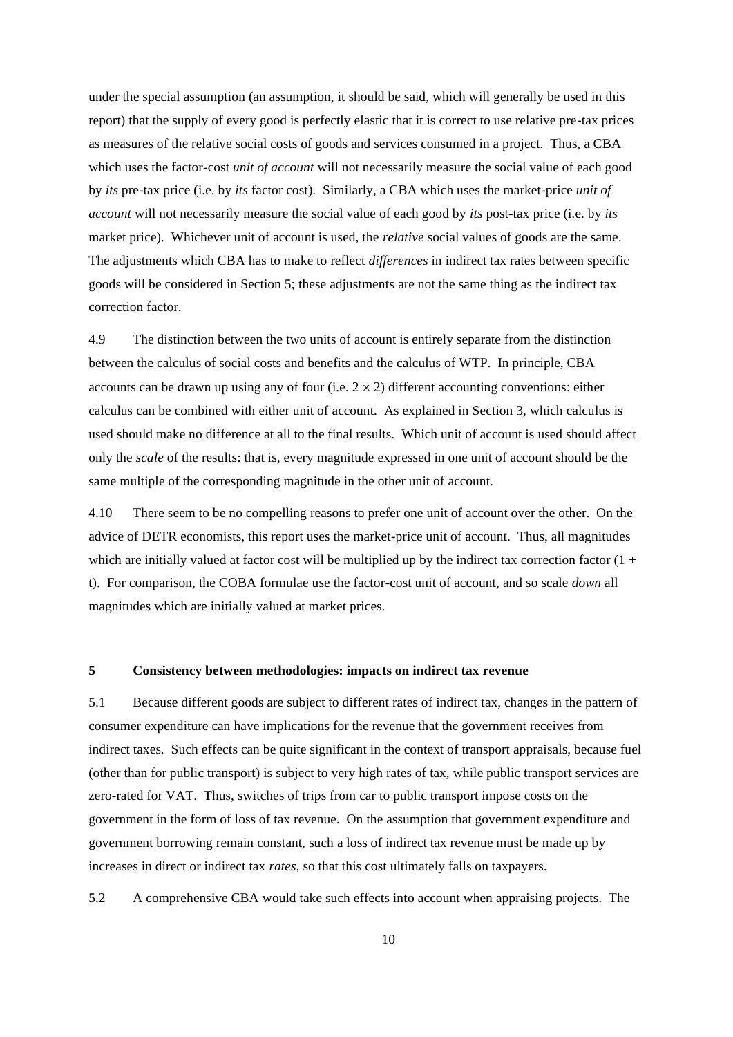under the special assumption (an assumption, it should be said, which will generally be used in this report) that the supply of every good is perfectly elastic that it is correct to use relative pre-tax prices as measures of the relative social costs of goods and services consumed in a project. Thus, a CBA which uses the factor-cost *unit of account* will not necessarily measure the social value of each good by *its* pre-tax price (i.e. by *its* factor cost). Similarly, a CBA which uses the market-price *unit of account* will not necessarily measure the social value of each good by *its* post-tax price (i.e. by *its* market price). Whichever unit of account is used, the *relative* social values of goods are the same. The adjustments which CBA has to make to reflect *differences* in indirect tax rates between specific goods will be considered in Section 5; these adjustments are not the same thing as the indirect tax correction factor.

4.9 The distinction between the two units of account is entirely separate from the distinction between the calculus of social costs and benefits and the calculus of WTP. In principle, CBA accounts can be drawn up using any of four (i.e. $2 \times 2$) different accounting conventions: either calculus can be combined with either unit of account. As explained in Section 3, which calculus is used should make no difference at all to the final results. Which unit of account is used should affect only the *scale* of the results: that is, every magnitude expressed in one unit of account should be the same multiple of the corresponding magnitude in the other unit of account.

4.10 There seem to be no compelling reasons to prefer one unit of account over the other. On the advice of DETR economists, this report uses the market-price unit of account. Thus, all magnitudes which are initially valued at factor cost will be multiplied up by the indirect tax correction factor $(1 + t)$. For comparison, the COBA formulae use the factor-cost unit of account, and so scale *down* all magnitudes which are initially valued at market prices.

## 5 Consistency between methodologies: impacts on indirect tax revenue

5.1 Because different goods are subject to different rates of indirect tax, changes in the pattern of consumer expenditure can have implications for the revenue that the government receives from indirect taxes. Such effects can be quite significant in the context of transport appraisals, because fuel (other than for public transport) is subject to very high rates of tax, while public transport services are zero-rated for VAT. Thus, switches of trips from car to public transport impose costs on the government in the form of loss of tax revenue. On the assumption that government expenditure and government borrowing remain constant, such a loss of indirect tax revenue must be made up by increases in direct or indirect tax *rates*, so that this cost ultimately falls on taxpayers.

5.2 A comprehensive CBA would take such effects into account when appraising projects. The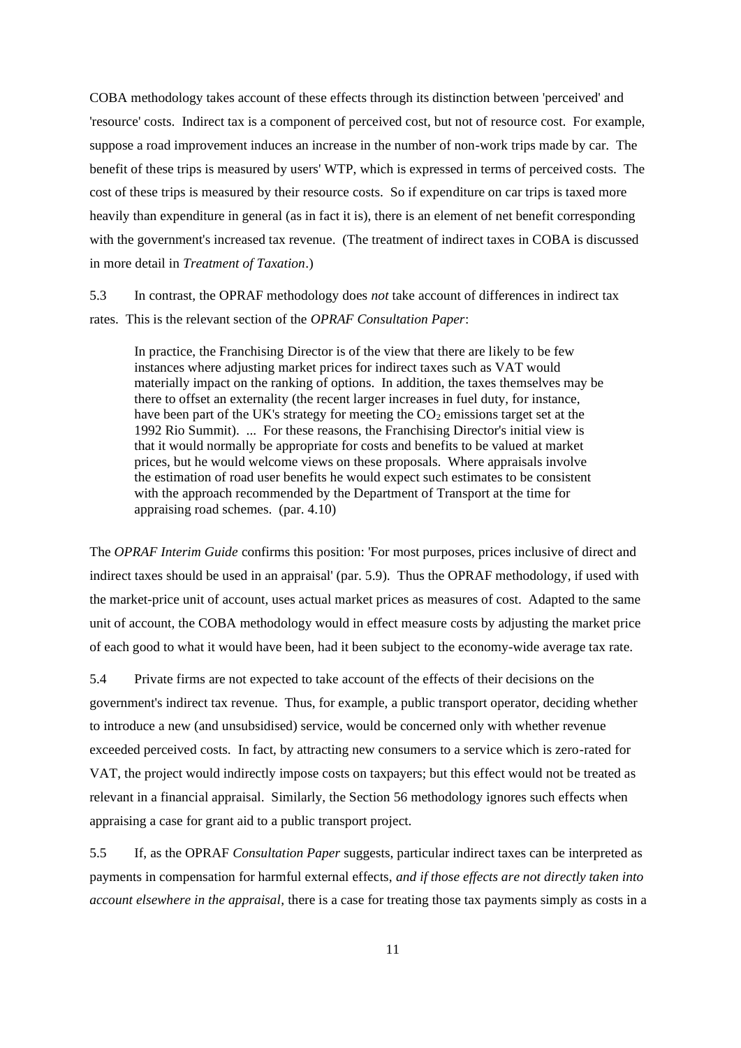COBA methodology takes account of these effects through its distinction between 'perceived' and 'resource' costs. Indirect tax is a component of perceived cost, but not of resource cost. For example, suppose a road improvement induces an increase in the number of non-work trips made by car. The benefit of these trips is measured by users' WTP, which is expressed in terms of perceived costs. The cost of these trips is measured by their resource costs. So if expenditure on car trips is taxed more heavily than expenditure in general (as in fact it is), there is an element of net benefit corresponding with the government's increased tax revenue. (The treatment of indirect taxes in COBA is discussed in more detail in *Treatment of Taxation*.)

5.3 In contrast, the OPRAF methodology does *not* take account of differences in indirect tax rates. This is the relevant section of the *OPRAF Consultation Paper*:

> In practice, the Franchising Director is of the view that there are likely to be few instances where adjusting market prices for indirect taxes such as VAT would materially impact on the ranking of options. In addition, the taxes themselves may be there to offset an externality (the recent larger increases in fuel duty, for instance, have been part of the UK's strategy for meeting the $CO_2$ emissions target set at the 1992 Rio Summit). ... For these reasons, the Franchising Director's initial view is that it would normally be appropriate for costs and benefits to be valued at market prices, but he would welcome views on these proposals. Where appraisals involve the estimation of road user benefits he would expect such estimates to be consistent with the approach recommended by the Department of Transport at the time for appraising road schemes. (par. 4.10)

The *OPRAF Interim Guide* confirms this position: 'For most purposes, prices inclusive of direct and indirect taxes should be used in an appraisal' (par. 5.9). Thus the OPRAF methodology, if used with the market-price unit of account, uses actual market prices as measures of cost. Adapted to the same unit of account, the COBA methodology would in effect measure costs by adjusting the market price of each good to what it would have been, had it been subject to the economy-wide average tax rate.

5.4 Private firms are not expected to take account of the effects of their decisions on the government's indirect tax revenue. Thus, for example, a public transport operator, deciding whether to introduce a new (and unsubsidised) service, would be concerned only with whether revenue exceeded perceived costs. In fact, by attracting new consumers to a service which is zero-rated for VAT, the project would indirectly impose costs on taxpayers; but this effect would not be treated as relevant in a financial appraisal. Similarly, the Section 56 methodology ignores such effects when appraising a case for grant aid to a public transport project.

5.5 If, as the OPRAF *Consultation Paper* suggests, particular indirect taxes can be interpreted as payments in compensation for harmful external effects, *and if those effects are not directly taken into account elsewhere in the appraisal*, there is a case for treating those tax payments simply as costs in a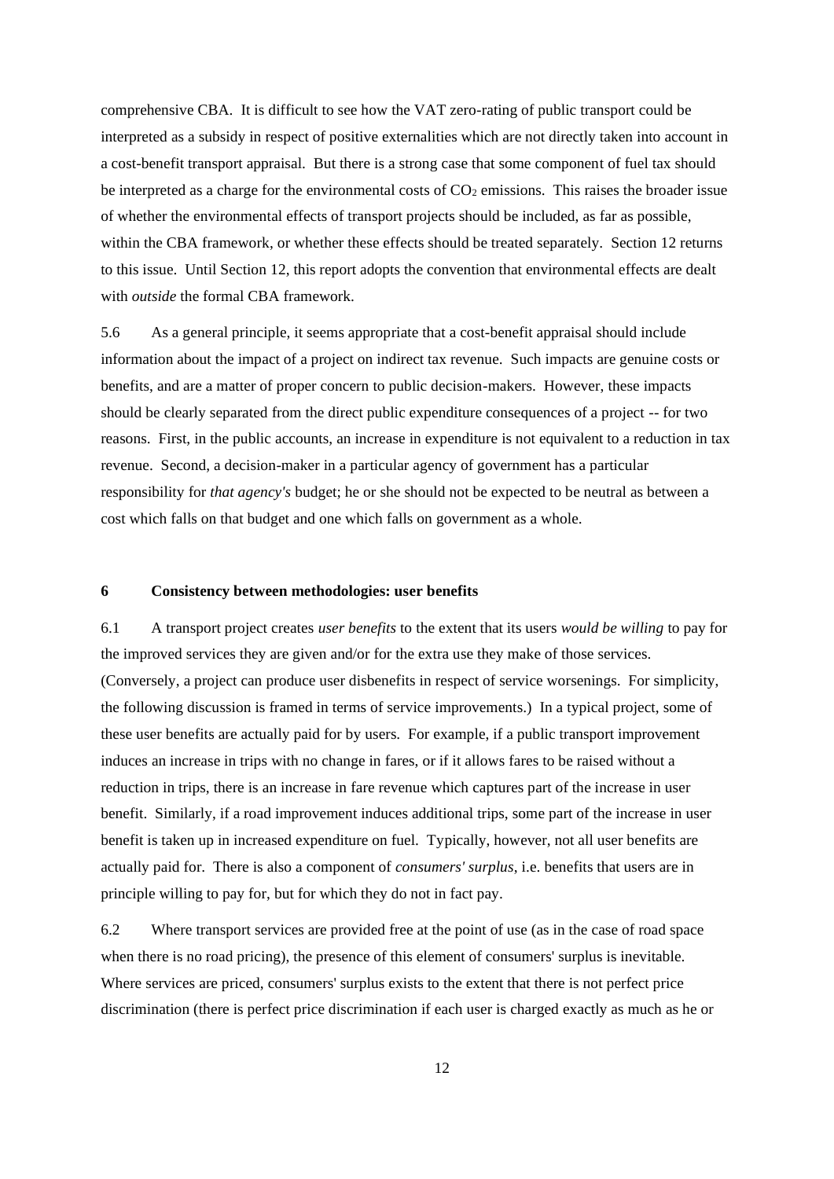comprehensive CBA. It is difficult to see how the VAT zero-rating of public transport could be interpreted as a subsidy in respect of positive externalities which are not directly taken into account in a cost-benefit transport appraisal. But there is a strong case that some component of fuel tax should be interpreted as a charge for the environmental costs of $CO_2$ emissions. This raises the broader issue of whether the environmental effects of transport projects should be included, as far as possible, within the CBA framework, or whether these effects should be treated separately. Section 12 returns to this issue. Until Section 12, this report adopts the convention that environmental effects are dealt with *outside* the formal CBA framework.

5.6 As a general principle, it seems appropriate that a cost-benefit appraisal should include information about the impact of a project on indirect tax revenue. Such impacts are genuine costs or benefits, and are a matter of proper concern to public decision-makers. However, these impacts should be clearly separated from the direct public expenditure consequences of a project -- for two reasons. First, in the public accounts, an increase in expenditure is not equivalent to a reduction in tax revenue. Second, a decision-maker in a particular agency of government has a particular responsibility for *that agency's* budget; he or she should not be expected to be neutral as between a cost which falls on that budget and one which falls on government as a whole.

## 6 Consistency between methodologies: user benefits

6.1 A transport project creates *user benefits* to the extent that its users *would be willing* to pay for the improved services they are given and/or for the extra use they make of those services. (Conversely, a project can produce user disbenefits in respect of service worsenings. For simplicity, the following discussion is framed in terms of service improvements.) In a typical project, some of these user benefits are actually paid for by users. For example, if a public transport improvement induces an increase in trips with no change in fares, or if it allows fares to be raised without a reduction in trips, there is an increase in fare revenue which captures part of the increase in user benefit. Similarly, if a road improvement induces additional trips, some part of the increase in user benefit is taken up in increased expenditure on fuel. Typically, however, not all user benefits are actually paid for. There is also a component of *consumers' surplus*, i.e. benefits that users are in principle willing to pay for, but for which they do not in fact pay.

6.2 Where transport services are provided free at the point of use (as in the case of road space when there is no road pricing), the presence of this element of consumers' surplus is inevitable. Where services are priced, consumers' surplus exists to the extent that there is not perfect price discrimination (there is perfect price discrimination if each user is charged exactly as much as he or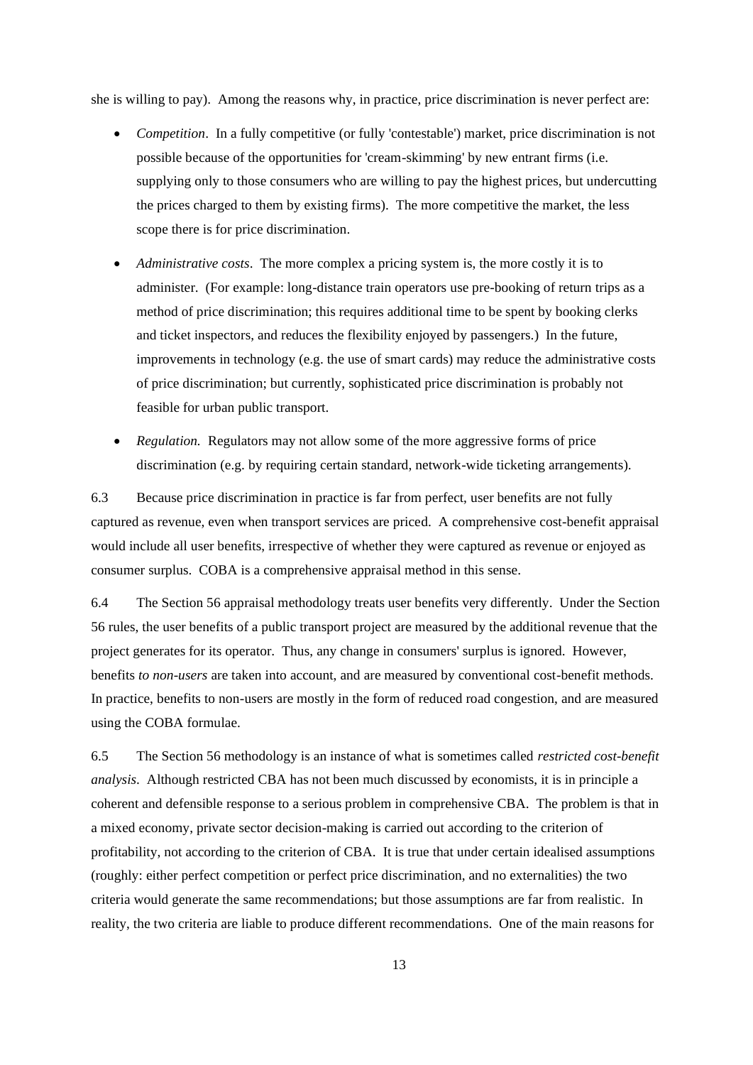she is willing to pay). Among the reasons why, in practice, price discrimination is never perfect are:

- *Competition*. In a fully competitive (or fully 'contestable') market, price discrimination is not possible because of the opportunities for 'cream-skimming' by new entrant firms (i.e. supplying only to those consumers who are willing to pay the highest prices, but undercutting the prices charged to them by existing firms). The more competitive the market, the less scope there is for price discrimination.

- *Administrative costs*. The more complex a pricing system is, the more costly it is to administer. (For example: long-distance train operators use pre-booking of return trips as a method of price discrimination; this requires additional time to be spent by booking clerks and ticket inspectors, and reduces the flexibility enjoyed by passengers.) In the future, improvements in technology (e.g. the use of smart cards) may reduce the administrative costs of price discrimination; but currently, sophisticated price discrimination is probably not feasible for urban public transport.

- *Regulation.* Regulators may not allow some of the more aggressive forms of price discrimination (e.g. by requiring certain standard, network-wide ticketing arrangements).

6.3 Because price discrimination in practice is far from perfect, user benefits are not fully captured as revenue, even when transport services are priced. A comprehensive cost-benefit appraisal would include all user benefits, irrespective of whether they were captured as revenue or enjoyed as consumer surplus. COBA is a comprehensive appraisal method in this sense.

6.4 The Section 56 appraisal methodology treats user benefits very differently. Under the Section 56 rules, the user benefits of a public transport project are measured by the additional revenue that the project generates for its operator. Thus, any change in consumers' surplus is ignored. However, benefits *to non-users* are taken into account, and are measured by conventional cost-benefit methods. In practice, benefits to non-users are mostly in the form of reduced road congestion, and are measured using the COBA formulae.

6.5 The Section 56 methodology is an instance of what is sometimes called *restricted cost-benefit analysis*. Although restricted CBA has not been much discussed by economists, it is in principle a coherent and defensible response to a serious problem in comprehensive CBA. The problem is that in a mixed economy, private sector decision-making is carried out according to the criterion of profitability, not according to the criterion of CBA. It is true that under certain idealised assumptions (roughly: either perfect competition or perfect price discrimination, and no externalities) the two criteria would generate the same recommendations; but those assumptions are far from realistic. In reality, the two criteria are liable to produce different recommendations. One of the main reasons for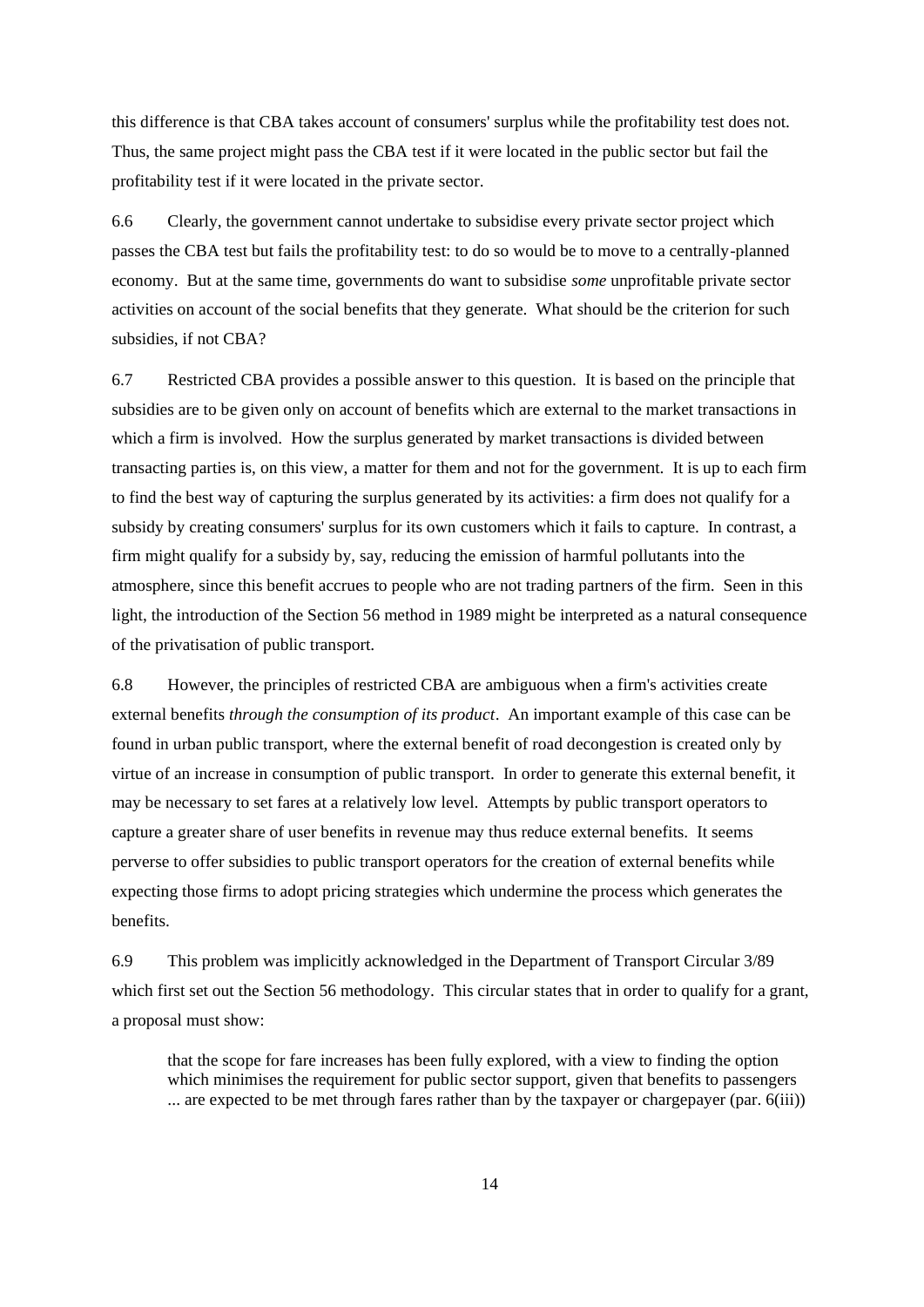this difference is that CBA takes account of consumers' surplus while the profitability test does not. Thus, the same project might pass the CBA test if it were located in the public sector but fail the profitability test if it were located in the private sector.

6.6 Clearly, the government cannot undertake to subsidise every private sector project which passes the CBA test but fails the profitability test: to do so would be to move to a centrally-planned economy. But at the same time, governments do want to subsidise *some* unprofitable private sector activities on account of the social benefits that they generate. What should be the criterion for such subsidies, if not CBA?

6.7 Restricted CBA provides a possible answer to this question. It is based on the principle that subsidies are to be given only on account of benefits which are external to the market transactions in which a firm is involved. How the surplus generated by market transactions is divided between transacting parties is, on this view, a matter for them and not for the government. It is up to each firm to find the best way of capturing the surplus generated by its activities: a firm does not qualify for a subsidy by creating consumers' surplus for its own customers which it fails to capture. In contrast, a firm might qualify for a subsidy by, say, reducing the emission of harmful pollutants into the atmosphere, since this benefit accrues to people who are not trading partners of the firm. Seen in this light, the introduction of the Section 56 method in 1989 might be interpreted as a natural consequence of the privatisation of public transport.

6.8 However, the principles of restricted CBA are ambiguous when a firm's activities create external benefits *through the consumption of its product*. An important example of this case can be found in urban public transport, where the external benefit of road decongestion is created only by virtue of an increase in consumption of public transport. In order to generate this external benefit, it may be necessary to set fares at a relatively low level. Attempts by public transport operators to capture a greater share of user benefits in revenue may thus reduce external benefits. It seems perverse to offer subsidies to public transport operators for the creation of external benefits while expecting those firms to adopt pricing strategies which undermine the process which generates the benefits.

6.9 This problem was implicitly acknowledged in the Department of Transport Circular 3/89 which first set out the Section 56 methodology. This circular states that in order to qualify for a grant, a proposal must show:

> that the scope for fare increases has been fully explored, with a view to finding the option which minimises the requirement for public sector support, given that benefits to passengers ... are expected to be met through fares rather than by the taxpayer or chargepayer (par. 6(iii))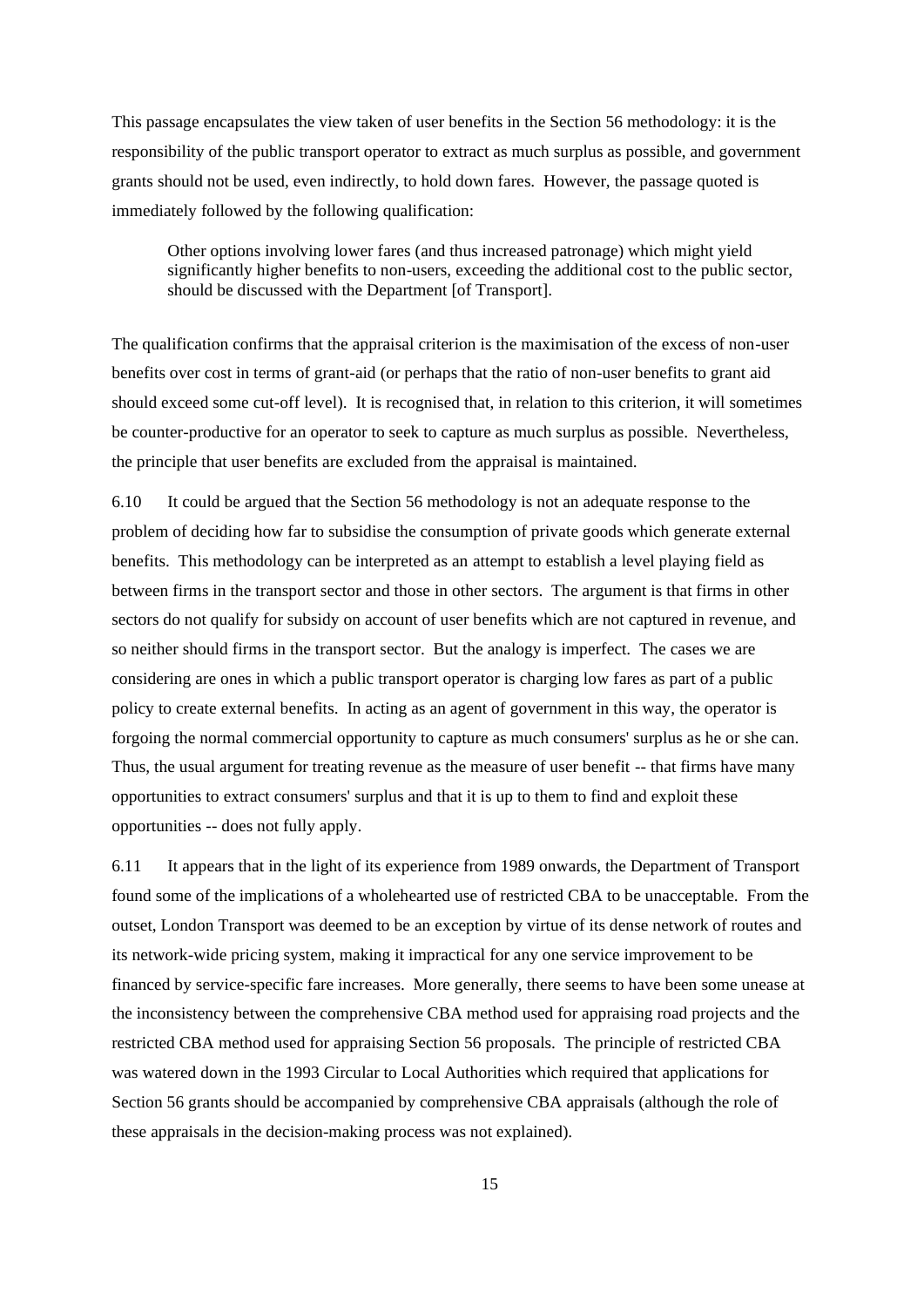This passage encapsulates the view taken of user benefits in the Section 56 methodology: it is the responsibility of the public transport operator to extract as much surplus as possible, and government grants should not be used, even indirectly, to hold down fares. However, the passage quoted is immediately followed by the following qualification:

> Other options involving lower fares (and thus increased patronage) which might yield significantly higher benefits to non-users, exceeding the additional cost to the public sector, should be discussed with the Department [of Transport].

The qualification confirms that the appraisal criterion is the maximisation of the excess of non-user benefits over cost in terms of grant-aid (or perhaps that the ratio of non-user benefits to grant aid should exceed some cut-off level). It is recognised that, in relation to this criterion, it will sometimes be counter-productive for an operator to seek to capture as much surplus as possible. Nevertheless, the principle that user benefits are excluded from the appraisal is maintained.

6.10 It could be argued that the Section 56 methodology is not an adequate response to the problem of deciding how far to subsidise the consumption of private goods which generate external benefits. This methodology can be interpreted as an attempt to establish a level playing field as between firms in the transport sector and those in other sectors. The argument is that firms in other sectors do not qualify for subsidy on account of user benefits which are not captured in revenue, and so neither should firms in the transport sector. But the analogy is imperfect. The cases we are considering are ones in which a public transport operator is charging low fares as part of a public policy to create external benefits. In acting as an agent of government in this way, the operator is forgoing the normal commercial opportunity to capture as much consumers' surplus as he or she can. Thus, the usual argument for treating revenue as the measure of user benefit -- that firms have many opportunities to extract consumers' surplus and that it is up to them to find and exploit these opportunities -- does not fully apply.

6.11 It appears that in the light of its experience from 1989 onwards, the Department of Transport found some of the implications of a wholehearted use of restricted CBA to be unacceptable. From the outset, London Transport was deemed to be an exception by virtue of its dense network of routes and its network-wide pricing system, making it impractical for any one service improvement to be financed by service-specific fare increases. More generally, there seems to have been some unease at the inconsistency between the comprehensive CBA method used for appraising road projects and the restricted CBA method used for appraising Section 56 proposals. The principle of restricted CBA was watered down in the 1993 Circular to Local Authorities which required that applications for Section 56 grants should be accompanied by comprehensive CBA appraisals (although the role of these appraisals in the decision-making process was not explained).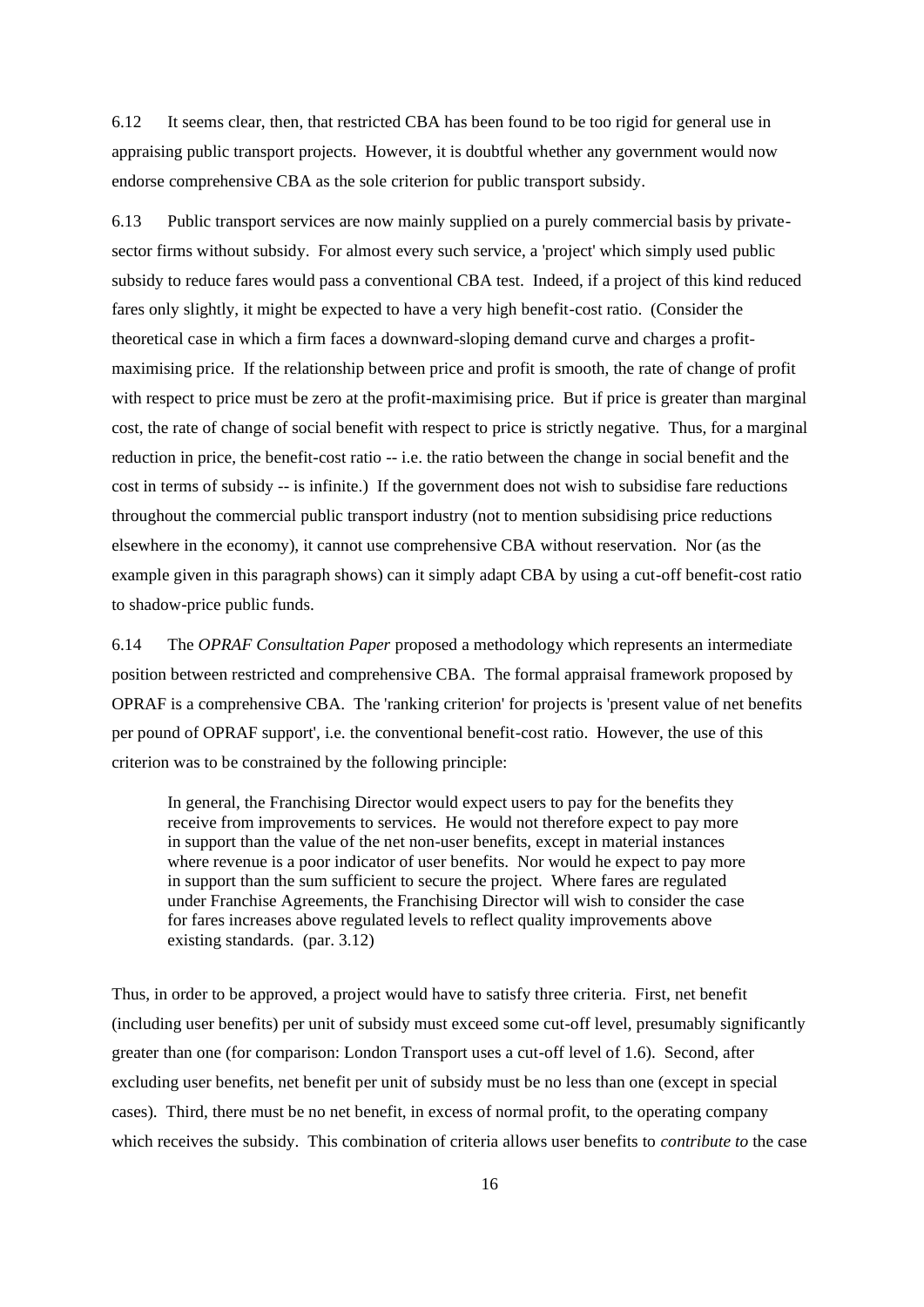6.12 It seems clear, then, that restricted CBA has been found to be too rigid for general use in appraising public transport projects. However, it is doubtful whether any government would now endorse comprehensive CBA as the sole criterion for public transport subsidy.

6.13 Public transport services are now mainly supplied on a purely commercial basis by private-sector firms without subsidy. For almost every such service, a 'project' which simply used public subsidy to reduce fares would pass a conventional CBA test. Indeed, if a project of this kind reduced fares only slightly, it might be expected to have a very high benefit-cost ratio. (Consider the theoretical case in which a firm faces a downward-sloping demand curve and charges a profit-maximising price. If the relationship between price and profit is smooth, the rate of change of profit with respect to price must be zero at the profit-maximising price. But if price is greater than marginal cost, the rate of change of social benefit with respect to price is strictly negative. Thus, for a marginal reduction in price, the benefit-cost ratio -- i.e. the ratio between the change in social benefit and the cost in terms of subsidy -- is infinite.) If the government does not wish to subsidise fare reductions throughout the commercial public transport industry (not to mention subsidising price reductions elsewhere in the economy), it cannot use comprehensive CBA without reservation. Nor (as the example given in this paragraph shows) can it simply adapt CBA by using a cut-off benefit-cost ratio to shadow-price public funds.

6.14 The *OPRAF Consultation Paper* proposed a methodology which represents an intermediate position between restricted and comprehensive CBA. The formal appraisal framework proposed by OPRAF is a comprehensive CBA. The 'ranking criterion' for projects is 'present value of net benefits per pound of OPRAF support', i.e. the conventional benefit-cost ratio. However, the use of this criterion was to be constrained by the following principle:

> In general, the Franchising Director would expect users to pay for the benefits they receive from improvements to services. He would not therefore expect to pay more in support than the value of the net non-user benefits, except in material instances where revenue is a poor indicator of user benefits. Nor would he expect to pay more in support than the sum sufficient to secure the project. Where fares are regulated under Franchise Agreements, the Franchising Director will wish to consider the case for fares increases above regulated levels to reflect quality improvements above existing standards. (par. 3.12)

Thus, in order to be approved, a project would have to satisfy three criteria. First, net benefit (including user benefits) per unit of subsidy must exceed some cut-off level, presumably significantly greater than one (for comparison: London Transport uses a cut-off level of 1.6). Second, after excluding user benefits, net benefit per unit of subsidy must be no less than one (except in special cases). Third, there must be no net benefit, in excess of normal profit, to the operating company which receives the subsidy. This combination of criteria allows user benefits to *contribute to* the case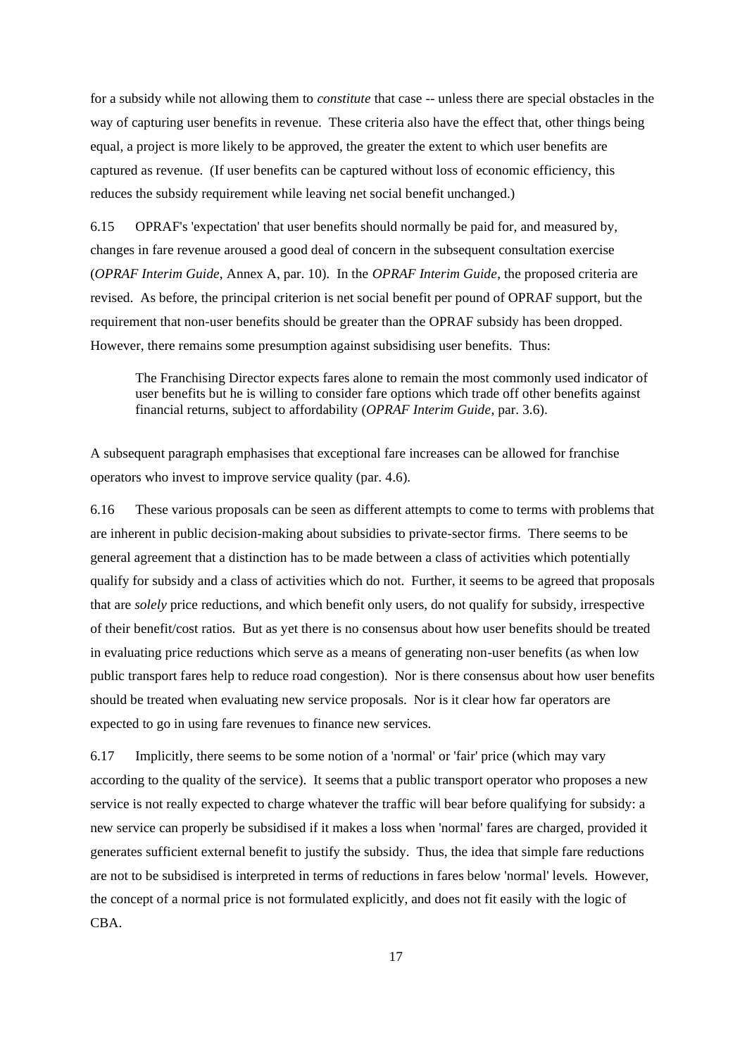for a subsidy while not allowing them to *constitute* that case -- unless there are special obstacles in the way of capturing user benefits in revenue. These criteria also have the effect that, other things being equal, a project is more likely to be approved, the greater the extent to which user benefits are captured as revenue. (If user benefits can be captured without loss of economic efficiency, this reduces the subsidy requirement while leaving net social benefit unchanged.)

6.15 OPRAF's 'expectation' that user benefits should normally be paid for, and measured by, changes in fare revenue aroused a good deal of concern in the subsequent consultation exercise (*OPRAF Interim Guide*, Annex A, par. 10). In the *OPRAF Interim Guide*, the proposed criteria are revised. As before, the principal criterion is net social benefit per pound of OPRAF support, but the requirement that non-user benefits should be greater than the OPRAF subsidy has been dropped. However, there remains some presumption against subsidising user benefits. Thus:

> The Franchising Director expects fares alone to remain the most commonly used indicator of user benefits but he is willing to consider fare options which trade off other benefits against financial returns, subject to affordability (*OPRAF Interim Guide*, par. 3.6).

A subsequent paragraph emphasises that exceptional fare increases can be allowed for franchise operators who invest to improve service quality (par. 4.6).

6.16 These various proposals can be seen as different attempts to come to terms with problems that are inherent in public decision-making about subsidies to private-sector firms. There seems to be general agreement that a distinction has to be made between a class of activities which potentially qualify for subsidy and a class of activities which do not. Further, it seems to be agreed that proposals that are *solely* price reductions, and which benefit only users, do not qualify for subsidy, irrespective of their benefit/cost ratios. But as yet there is no consensus about how user benefits should be treated in evaluating price reductions which serve as a means of generating non-user benefits (as when low public transport fares help to reduce road congestion). Nor is there consensus about how user benefits should be treated when evaluating new service proposals. Nor is it clear how far operators are expected to go in using fare revenues to finance new services.

6.17 Implicitly, there seems to be some notion of a 'normal' or 'fair' price (which may vary according to the quality of the service). It seems that a public transport operator who proposes a new service is not really expected to charge whatever the traffic will bear before qualifying for subsidy: a new service can properly be subsidised if it makes a loss when 'normal' fares are charged, provided it generates sufficient external benefit to justify the subsidy. Thus, the idea that simple fare reductions are not to be subsidised is interpreted in terms of reductions in fares below 'normal' levels. However, the concept of a normal price is not formulated explicitly, and does not fit easily with the logic of CBA.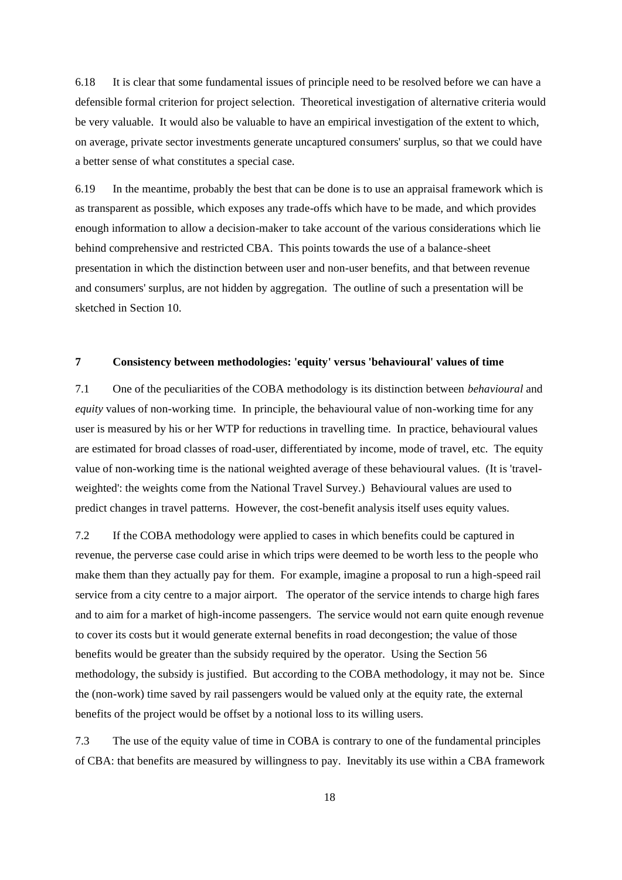6.18 It is clear that some fundamental issues of principle need to be resolved before we can have a defensible formal criterion for project selection. Theoretical investigation of alternative criteria would be very valuable. It would also be valuable to have an empirical investigation of the extent to which, on average, private sector investments generate uncaptured consumers' surplus, so that we could have a better sense of what constitutes a special case.

6.19 In the meantime, probably the best that can be done is to use an appraisal framework which is as transparent as possible, which exposes any trade-offs which have to be made, and which provides enough information to allow a decision-maker to take account of the various considerations which lie behind comprehensive and restricted CBA. This points towards the use of a balance-sheet presentation in which the distinction between user and non-user benefits, and that between revenue and consumers' surplus, are not hidden by aggregation. The outline of such a presentation will be sketched in Section 10.

## 7 Consistency between methodologies: 'equity' versus 'behavioural' values of time

7.1 One of the peculiarities of the COBA methodology is its distinction between *behavioural* and *equity* values of non-working time. In principle, the behavioural value of non-working time for any user is measured by his or her WTP for reductions in travelling time. In practice, behavioural values are estimated for broad classes of road-user, differentiated by income, mode of travel, etc. The equity value of non-working time is the national weighted average of these behavioural values. (It is 'travel-weighted': the weights come from the National Travel Survey.) Behavioural values are used to predict changes in travel patterns. However, the cost-benefit analysis itself uses equity values.

7.2 If the COBA methodology were applied to cases in which benefits could be captured in revenue, the perverse case could arise in which trips were deemed to be worth less to the people who make them than they actually pay for them. For example, imagine a proposal to run a high-speed rail service from a city centre to a major airport. The operator of the service intends to charge high fares and to aim for a market of high-income passengers. The service would not earn quite enough revenue to cover its costs but it would generate external benefits in road decongestion; the value of those benefits would be greater than the subsidy required by the operator. Using the Section 56 methodology, the subsidy is justified. But according to the COBA methodology, it may not be. Since the (non-work) time saved by rail passengers would be valued only at the equity rate, the external benefits of the project would be offset by a notional loss to its willing users.

7.3 The use of the equity value of time in COBA is contrary to one of the fundamental principles of CBA: that benefits are measured by willingness to pay. Inevitably its use within a CBA framework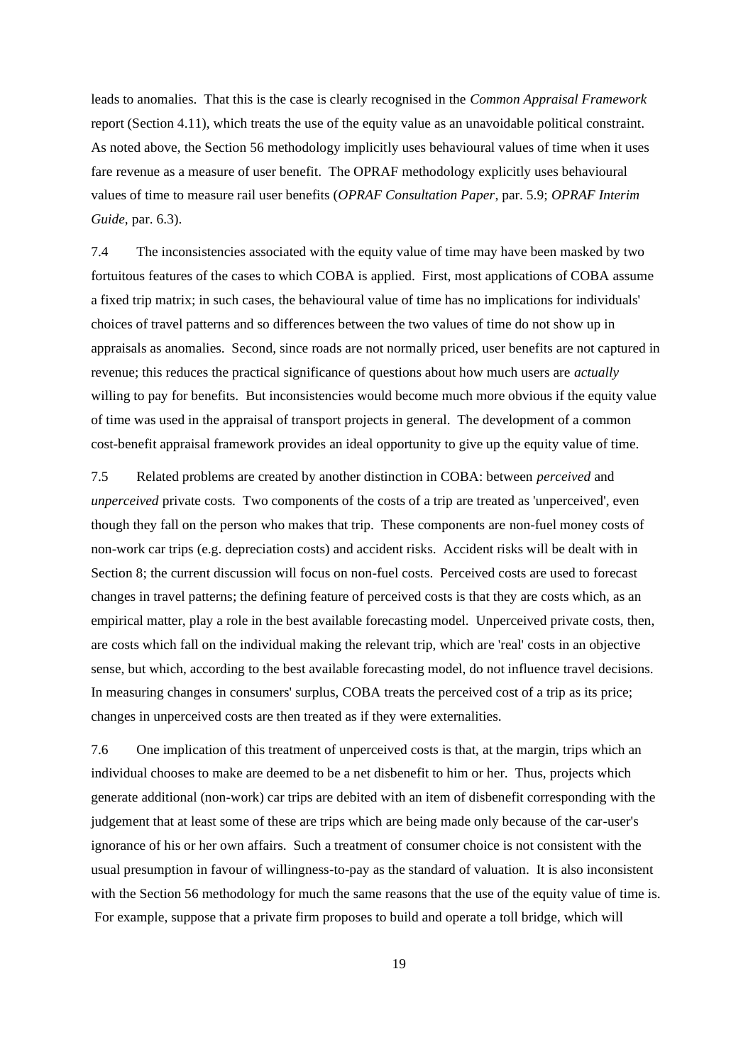leads to anomalies. That this is the case is clearly recognised in the *Common Appraisal Framework* report (Section 4.11), which treats the use of the equity value as an unavoidable political constraint. As noted above, the Section 56 methodology implicitly uses behavioural values of time when it uses fare revenue as a measure of user benefit. The OPRAF methodology explicitly uses behavioural values of time to measure rail user benefits (*OPRAF Consultation Paper*, par. 5.9; *OPRAF Interim Guide*, par. 6.3).

7.4 The inconsistencies associated with the equity value of time may have been masked by two fortuitous features of the cases to which COBA is applied. First, most applications of COBA assume a fixed trip matrix; in such cases, the behavioural value of time has no implications for individuals' choices of travel patterns and so differences between the two values of time do not show up in appraisals as anomalies. Second, since roads are not normally priced, user benefits are not captured in revenue; this reduces the practical significance of questions about how much users are *actually* willing to pay for benefits. But inconsistencies would become much more obvious if the equity value of time was used in the appraisal of transport projects in general. The development of a common cost-benefit appraisal framework provides an ideal opportunity to give up the equity value of time.

7.5 Related problems are created by another distinction in COBA: between *perceived* and *unperceived* private costs. Two components of the costs of a trip are treated as 'unperceived', even though they fall on the person who makes that trip. These components are non-fuel money costs of non-work car trips (e.g. depreciation costs) and accident risks. Accident risks will be dealt with in Section 8; the current discussion will focus on non-fuel costs. Perceived costs are used to forecast changes in travel patterns; the defining feature of perceived costs is that they are costs which, as an empirical matter, play a role in the best available forecasting model. Unperceived private costs, then, are costs which fall on the individual making the relevant trip, which are 'real' costs in an objective sense, but which, according to the best available forecasting model, do not influence travel decisions. In measuring changes in consumers' surplus, COBA treats the perceived cost of a trip as its price; changes in unperceived costs are then treated as if they were externalities.

7.6 One implication of this treatment of unperceived costs is that, at the margin, trips which an individual chooses to make are deemed to be a net disbenefit to him or her. Thus, projects which generate additional (non-work) car trips are debited with an item of disbenefit corresponding with the judgement that at least some of these are trips which are being made only because of the car-user's ignorance of his or her own affairs. Such a treatment of consumer choice is not consistent with the usual presumption in favour of willingness-to-pay as the standard of valuation. It is also inconsistent with the Section 56 methodology for much the same reasons that the use of the equity value of time is. For example, suppose that a private firm proposes to build and operate a toll bridge, which will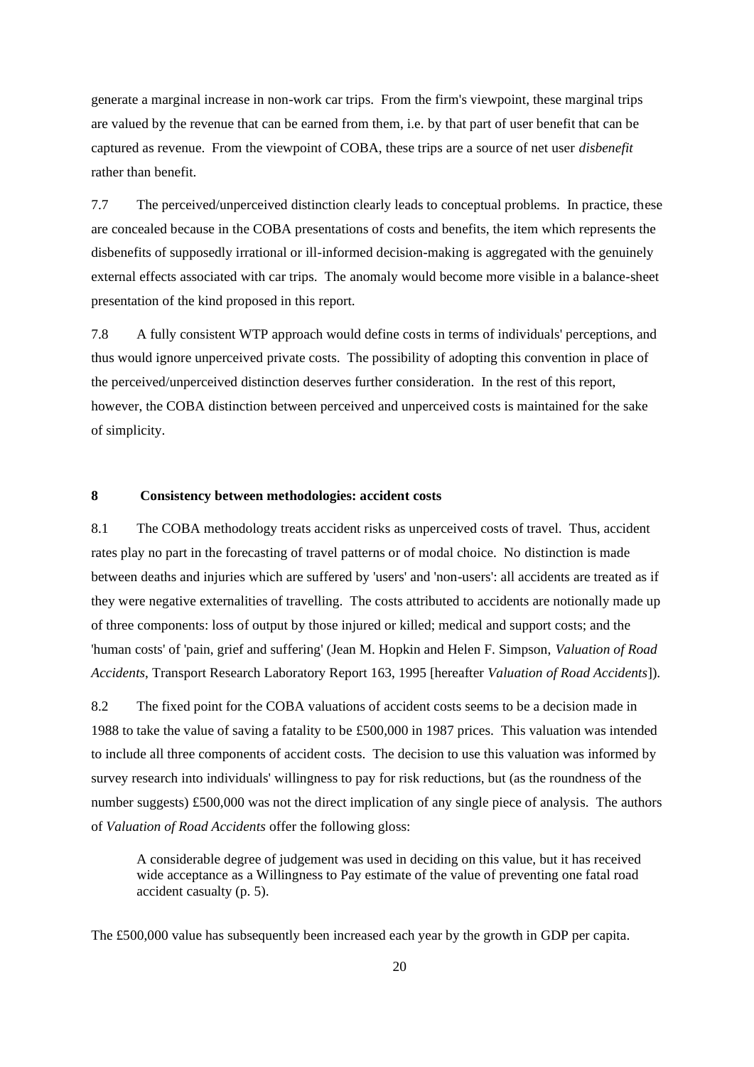generate a marginal increase in non-work car trips. From the firm's viewpoint, these marginal trips are valued by the revenue that can be earned from them, i.e. by that part of user benefit that can be captured as revenue. From the viewpoint of COBA, these trips are a source of net user *disbenefit* rather than benefit.

7.7 The perceived/unperceived distinction clearly leads to conceptual problems. In practice, these are concealed because in the COBA presentations of costs and benefits, the item which represents the disbenefits of supposedly irrational or ill-informed decision-making is aggregated with the genuinely external effects associated with car trips. The anomaly would become more visible in a balance-sheet presentation of the kind proposed in this report.

7.8 A fully consistent WTP approach would define costs in terms of individuals' perceptions, and thus would ignore unperceived private costs. The possibility of adopting this convention in place of the perceived/unperceived distinction deserves further consideration. In the rest of this report, however, the COBA distinction between perceived and unperceived costs is maintained for the sake of simplicity.

## 8 Consistency between methodologies: accident costs

8.1 The COBA methodology treats accident risks as unperceived costs of travel. Thus, accident rates play no part in the forecasting of travel patterns or of modal choice. No distinction is made between deaths and injuries which are suffered by 'users' and 'non-users': all accidents are treated as if they were negative externalities of travelling. The costs attributed to accidents are notionally made up of three components: loss of output by those injured or killed; medical and support costs; and the 'human costs' of 'pain, grief and suffering' (Jean M. Hopkin and Helen F. Simpson, *Valuation of Road Accidents*, Transport Research Laboratory Report 163, 1995 [hereafter *Valuation of Road Accidents*]).

8.2 The fixed point for the COBA valuations of accident costs seems to be a decision made in 1988 to take the value of saving a fatality to be £500,000 in 1987 prices. This valuation was intended to include all three components of accident costs. The decision to use this valuation was informed by survey research into individuals' willingness to pay for risk reductions, but (as the roundness of the number suggests) £500,000 was not the direct implication of any single piece of analysis. The authors of *Valuation of Road Accidents* offer the following gloss:

> A considerable degree of judgement was used in deciding on this value, but it has received wide acceptance as a Willingness to Pay estimate of the value of preventing one fatal road accident casualty (p. 5).

The £500,000 value has subsequently been increased each year by the growth in GDP per capita.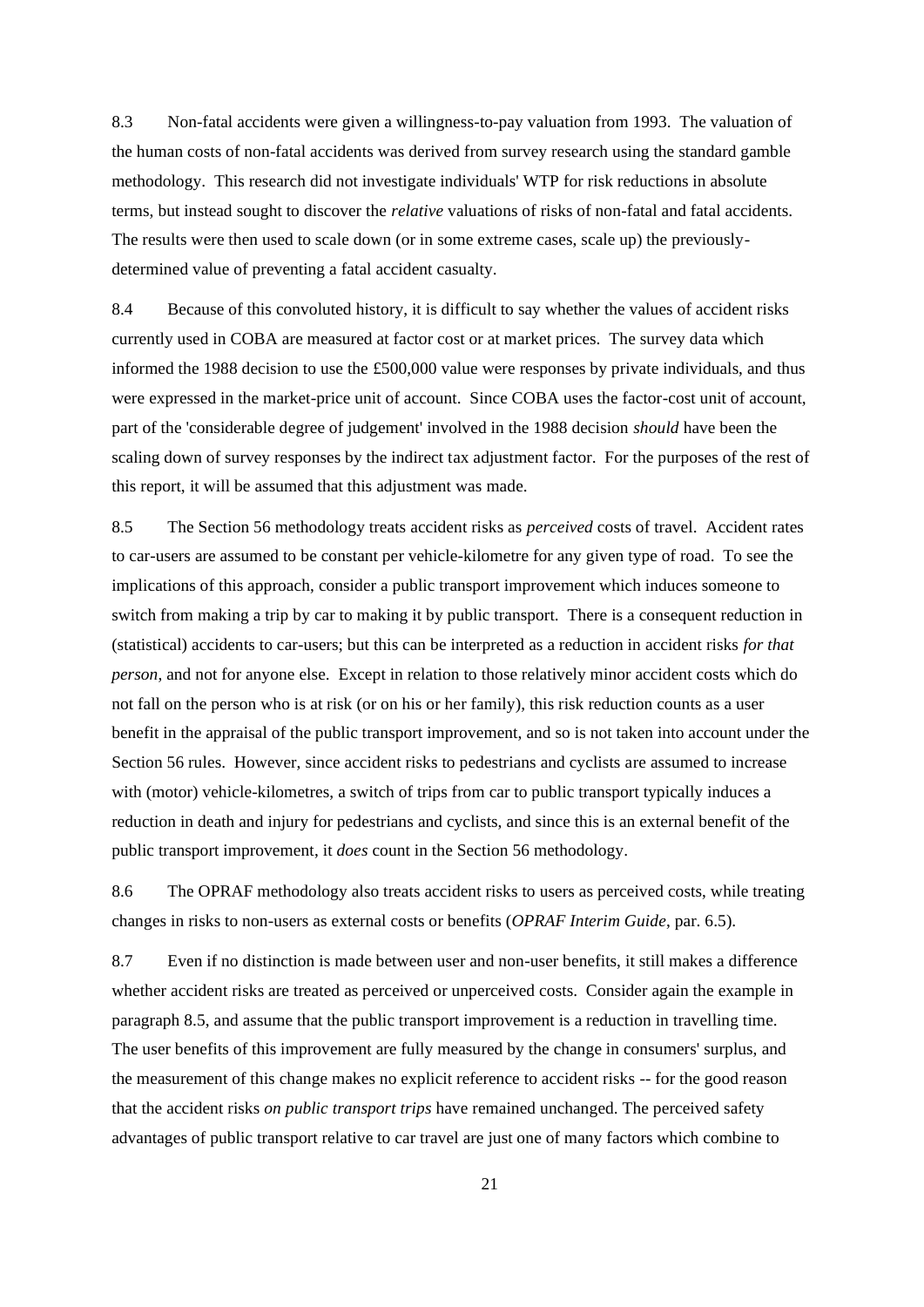8.3 Non-fatal accidents were given a willingness-to-pay valuation from 1993. The valuation of the human costs of non-fatal accidents was derived from survey research using the standard gamble methodology. This research did not investigate individuals' WTP for risk reductions in absolute terms, but instead sought to discover the *relative* valuations of risks of non-fatal and fatal accidents. The results were then used to scale down (or in some extreme cases, scale up) the previously-determined value of preventing a fatal accident casualty.

8.4 Because of this convoluted history, it is difficult to say whether the values of accident risks currently used in COBA are measured at factor cost or at market prices. The survey data which informed the 1988 decision to use the £500,000 value were responses by private individuals, and thus were expressed in the market-price unit of account. Since COBA uses the factor-cost unit of account, part of the 'considerable degree of judgement' involved in the 1988 decision *should* have been the scaling down of survey responses by the indirect tax adjustment factor. For the purposes of the rest of this report, it will be assumed that this adjustment was made.

8.5 The Section 56 methodology treats accident risks as *perceived* costs of travel. Accident rates to car-users are assumed to be constant per vehicle-kilometre for any given type of road. To see the implications of this approach, consider a public transport improvement which induces someone to switch from making a trip by car to making it by public transport. There is a consequent reduction in (statistical) accidents to car-users; but this can be interpreted as a reduction in accident risks *for that person*, and not for anyone else. Except in relation to those relatively minor accident costs which do not fall on the person who is at risk (or on his or her family), this risk reduction counts as a user benefit in the appraisal of the public transport improvement, and so is not taken into account under the Section 56 rules. However, since accident risks to pedestrians and cyclists are assumed to increase with (motor) vehicle-kilometres, a switch of trips from car to public transport typically induces a reduction in death and injury for pedestrians and cyclists, and since this is an external benefit of the public transport improvement, it *does* count in the Section 56 methodology.

8.6 The OPRAF methodology also treats accident risks to users as perceived costs, while treating changes in risks to non-users as external costs or benefits (*OPRAF Interim Guide*, par. 6.5).

8.7 Even if no distinction is made between user and non-user benefits, it still makes a difference whether accident risks are treated as perceived or unperceived costs. Consider again the example in paragraph 8.5, and assume that the public transport improvement is a reduction in travelling time. The user benefits of this improvement are fully measured by the change in consumers' surplus, and the measurement of this change makes no explicit reference to accident risks -- for the good reason that the accident risks *on public transport trips* have remained unchanged. The perceived safety advantages of public transport relative to car travel are just one of many factors which combine to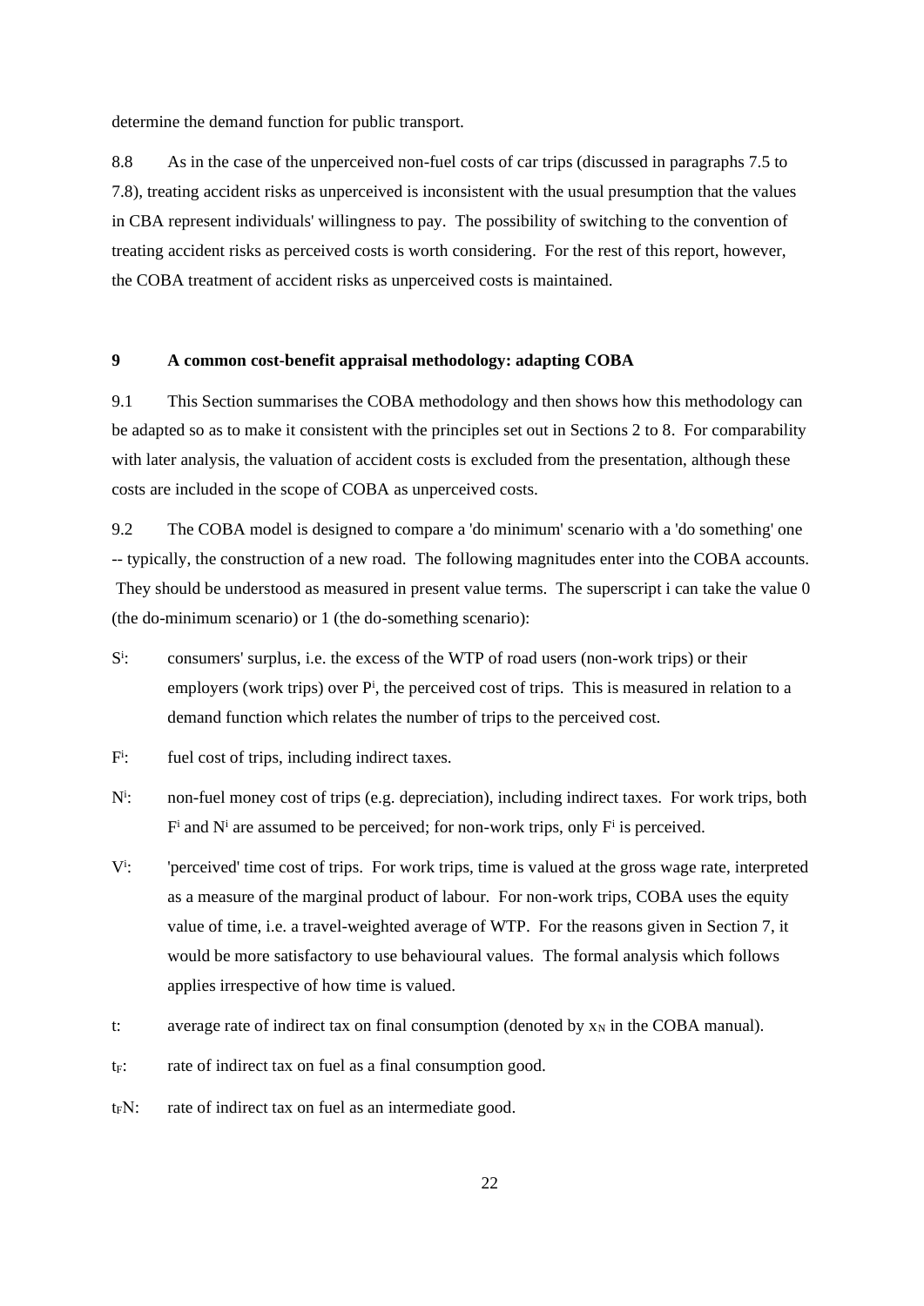determine the demand function for public transport.

8.8 As in the case of the unperceived non-fuel costs of car trips (discussed in paragraphs 7.5 to 7.8), treating accident risks as unperceived is inconsistent with the usual presumption that the values in CBA represent individuals' willingness to pay. The possibility of switching to the convention of treating accident risks as perceived costs is worth considering. For the rest of this report, however, the COBA treatment of accident risks as unperceived costs is maintained.

## 9 A common cost-benefit appraisal methodology: adapting COBA

9.1 This Section summarises the COBA methodology and then shows how this methodology can be adapted so as to make it consistent with the principles set out in Sections 2 to 8. For comparability with later analysis, the valuation of accident costs is excluded from the presentation, although these costs are included in the scope of COBA as unperceived costs.

9.2 The COBA model is designed to compare a 'do minimum' scenario with a 'do something' one -- typically, the construction of a new road. The following magnitudes enter into the COBA accounts. They should be understood as measured in present value terms. The superscript i can take the value 0 (the do-minimum scenario) or 1 (the do-something scenario):

$S^i$: consumers' surplus, i.e. the excess of the WTP of road users (non-work trips) or their employers (work trips) over $P^i$, the perceived cost of trips. This is measured in relation to a demand function which relates the number of trips to the perceived cost.

$F^i$: fuel cost of trips, including indirect taxes.

$N^i$: non-fuel money cost of trips (e.g. depreciation), including indirect taxes. For work trips, both $F^i$ and $N^i$ are assumed to be perceived; for non-work trips, only $F^i$ is perceived.

$V^i$: 'perceived' time cost of trips. For work trips, time is valued at the gross wage rate, interpreted as a measure of the marginal product of labour. For non-work trips, COBA uses the equity value of time, i.e. a travel-weighted average of WTP. For the reasons given in Section 7, it would be more satisfactory to use behavioural values. The formal analysis which follows applies irrespective of how time is valued.

$t$: average rate of indirect tax on final consumption (denoted by $x_N$ in the COBA manual).

$t_F$: rate of indirect tax on fuel as a final consumption good.

$t_FN$: rate of indirect tax on fuel as an intermediate good.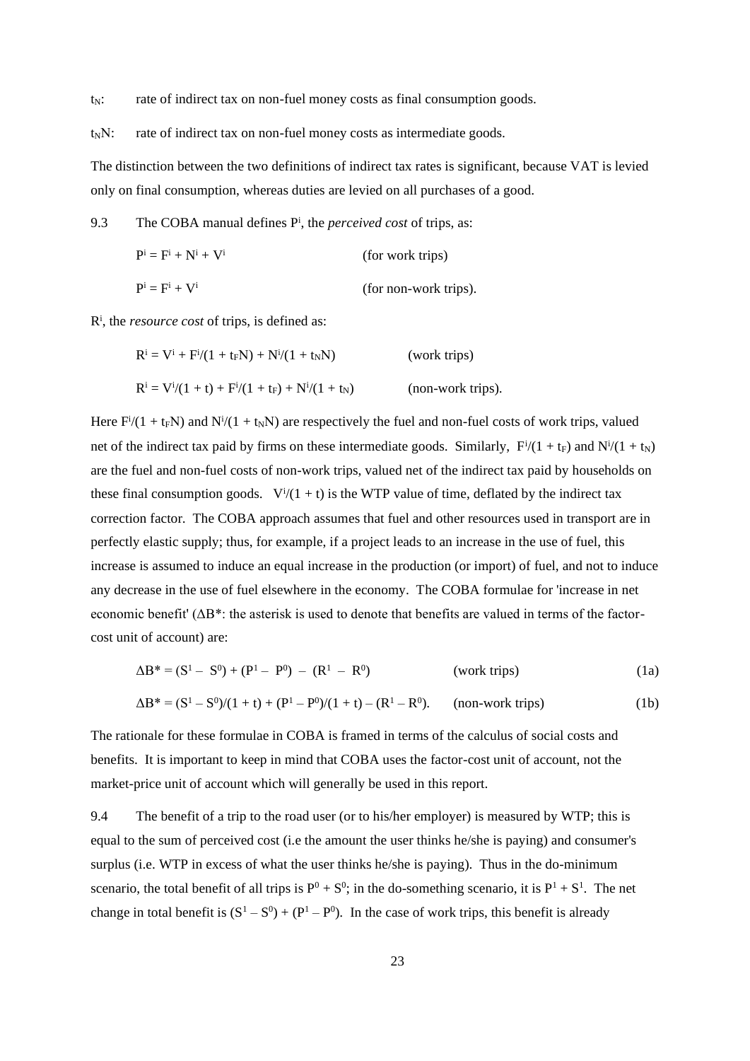$t_N$: rate of indirect tax on non-fuel money costs as final consumption goods.

$t_NN$: rate of indirect tax on non-fuel money costs as intermediate goods.

The distinction between the two definitions of indirect tax rates is significant, because VAT is levied only on final consumption, whereas duties are levied on all purchases of a good.

9.3 The COBA manual defines $P^i$, the *perceived cost* of trips, as:

$$P^i = F^i + N^i + V^i \qquad \text{(for work trips)}$$

$$P^i = F^i + V^i \qquad \text{(for non-work trips).}$$

$R^i$, the *resource cost* of trips, is defined as:

$$R^i = V^i + F^i/(1 + t_FN) + N^i/(1 + t_NN) \qquad \text{(work trips)}$$

$$R^i = V^i/(1 + t) + F^i/(1 + t_F) + N^i/(1 + t_N) \qquad \text{(non-work trips).}$$

Here $F^i/(1 + t_FN)$ and $N^i/(1 + t_NN)$ are respectively the fuel and non-fuel costs of work trips, valued net of the indirect tax paid by firms on these intermediate goods. Similarly, $F^i/(1 + t_F)$ and $N^i/(1 + t_N)$ are the fuel and non-fuel costs of non-work trips, valued net of the indirect tax paid by households on these final consumption goods. $V^i/(1 + t)$ is the WTP value of time, deflated by the indirect tax correction factor. The COBA approach assumes that fuel and other resources used in transport are in perfectly elastic supply; thus, for example, if a project leads to an increase in the use of fuel, this increase is assumed to induce an equal increase in the production (or import) of fuel, and not to induce any decrease in the use of fuel elsewhere in the economy. The COBA formulae for 'increase in net economic benefit' ($\Delta B^*$: the asterisk is used to denote that benefits are valued in terms of the factor-cost unit of account) are:

$$\Delta B^* = (S^1 - S^0) + (P^1 - P^0) - (R^1 - R^0) \qquad \text{(work trips)} \qquad (1a)$$

$$\Delta B^* = (S^1 - S^0)/(1 + t) + (P^1 - P^0)/(1 + t) - (R^1 - R^0). \qquad \text{(non-work trips)} \qquad (1b)$$

The rationale for these formulae in COBA is framed in terms of the calculus of social costs and benefits. It is important to keep in mind that COBA uses the factor-cost unit of account, not the market-price unit of account which will generally be used in this report.

9.4 The benefit of a trip to the road user (or to his/her employer) is measured by WTP; this is equal to the sum of perceived cost (i.e the amount the user thinks he/she is paying) and consumer's surplus (i.e. WTP in excess of what the user thinks he/she is paying). Thus in the do-minimum scenario, the total benefit of all trips is $P^0 + S^0$; in the do-something scenario, it is $P^1 + S^1$. The net change in total benefit is $(S^1 - S^0) + (P^1 - P^0)$. In the case of work trips, this benefit is already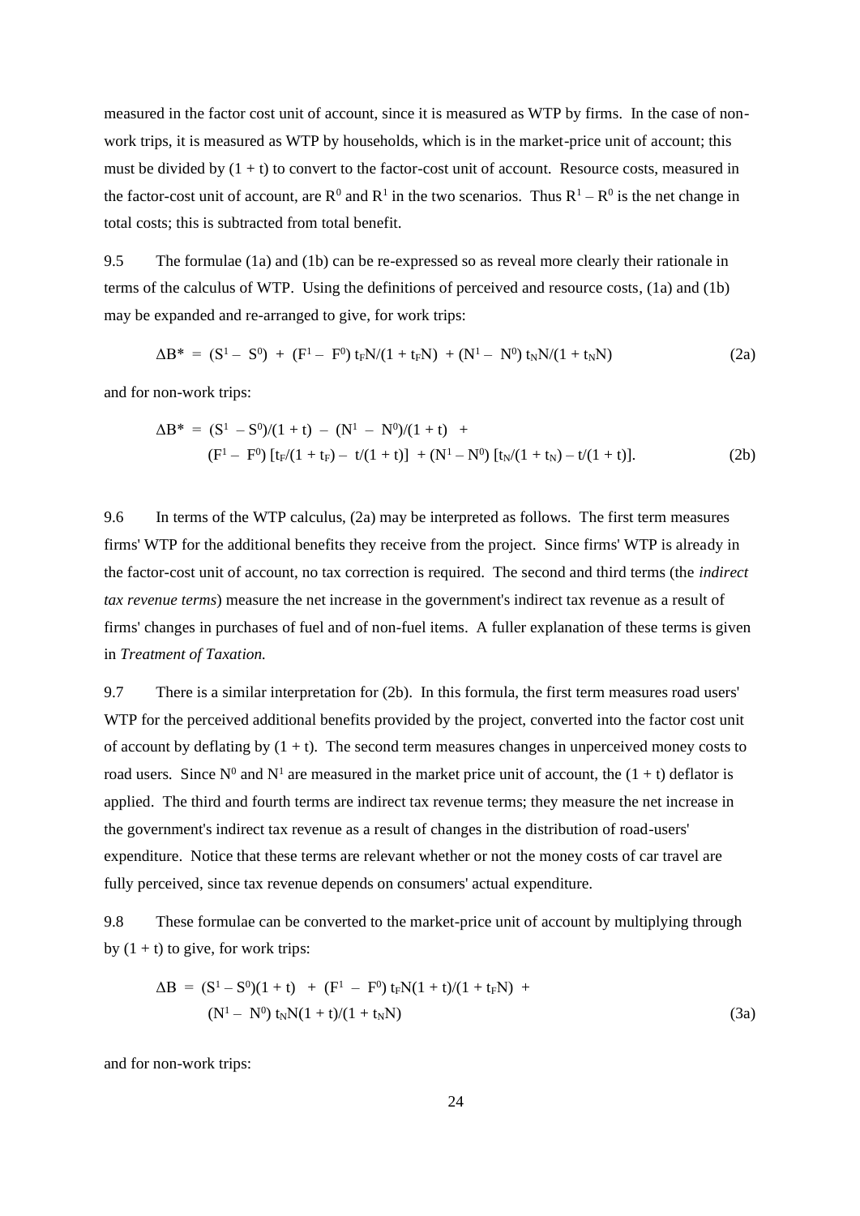measured in the factor cost unit of account, since it is measured as WTP by firms. In the case of non-work trips, it is measured as WTP by households, which is in the market-price unit of account; this must be divided by $(1 + t)$ to convert to the factor-cost unit of account. Resource costs, measured in the factor-cost unit of account, are $R^0$ and $R^1$ in the two scenarios. Thus $R^1 - R^0$ is the net change in total costs; this is subtracted from total benefit.

9.5 The formulae (1a) and (1b) can be re-expressed so as reveal more clearly their rationale in terms of the calculus of WTP. Using the definitions of perceived and resource costs, (1a) and (1b) may be expanded and re-arranged to give, for work trips:

$$\Delta B^* = (S^1 - S^0) + (F^1 - F^0)\, t_F N/(1 + t_F N) + (N^1 - N^0)\, t_N N/(1 + t_N N) \tag{2a}$$

and for non-work trips:

$$\begin{aligned}\Delta B^* = {} & (S^1 - S^0)/(1 + t) - (N^1 - N^0)/(1 + t) + \\ & (F^1 - F^0)\,[t_F/(1 + t_F) - t/(1 + t)] + (N^1 - N^0)\,[t_N/(1 + t_N) - t/(1 + t)].\end{aligned} \tag{2b}$$

9.6 In terms of the WTP calculus, (2a) may be interpreted as follows. The first term measures firms' WTP for the additional benefits they receive from the project. Since firms' WTP is already in the factor-cost unit of account, no tax correction is required. The second and third terms (the *indirect tax revenue terms*) measure the net increase in the government's indirect tax revenue as a result of firms' changes in purchases of fuel and of non-fuel items. A fuller explanation of these terms is given in *Treatment of Taxation.*

9.7 There is a similar interpretation for (2b). In this formula, the first term measures road users' WTP for the perceived additional benefits provided by the project, converted into the factor cost unit of account by deflating by $(1 + t)$. The second term measures changes in unperceived money costs to road users. Since $N^0$ and $N^1$ are measured in the market price unit of account, the $(1 + t)$ deflator is applied. The third and fourth terms are indirect tax revenue terms; they measure the net increase in the government's indirect tax revenue as a result of changes in the distribution of road-users' expenditure. Notice that these terms are relevant whether or not the money costs of car travel are fully perceived, since tax revenue depends on consumers' actual expenditure.

9.8 These formulae can be converted to the market-price unit of account by multiplying through by $(1 + t)$ to give, for work trips:

$$\begin{aligned}\Delta B = {} & (S^1 - S^0)(1 + t) + (F^1 - F^0)\, t_F N(1 + t)/(1 + t_F N) + \\ & (N^1 - N^0)\, t_N N(1 + t)/(1 + t_N N)\end{aligned} \tag{3a}$$

and for non-work trips: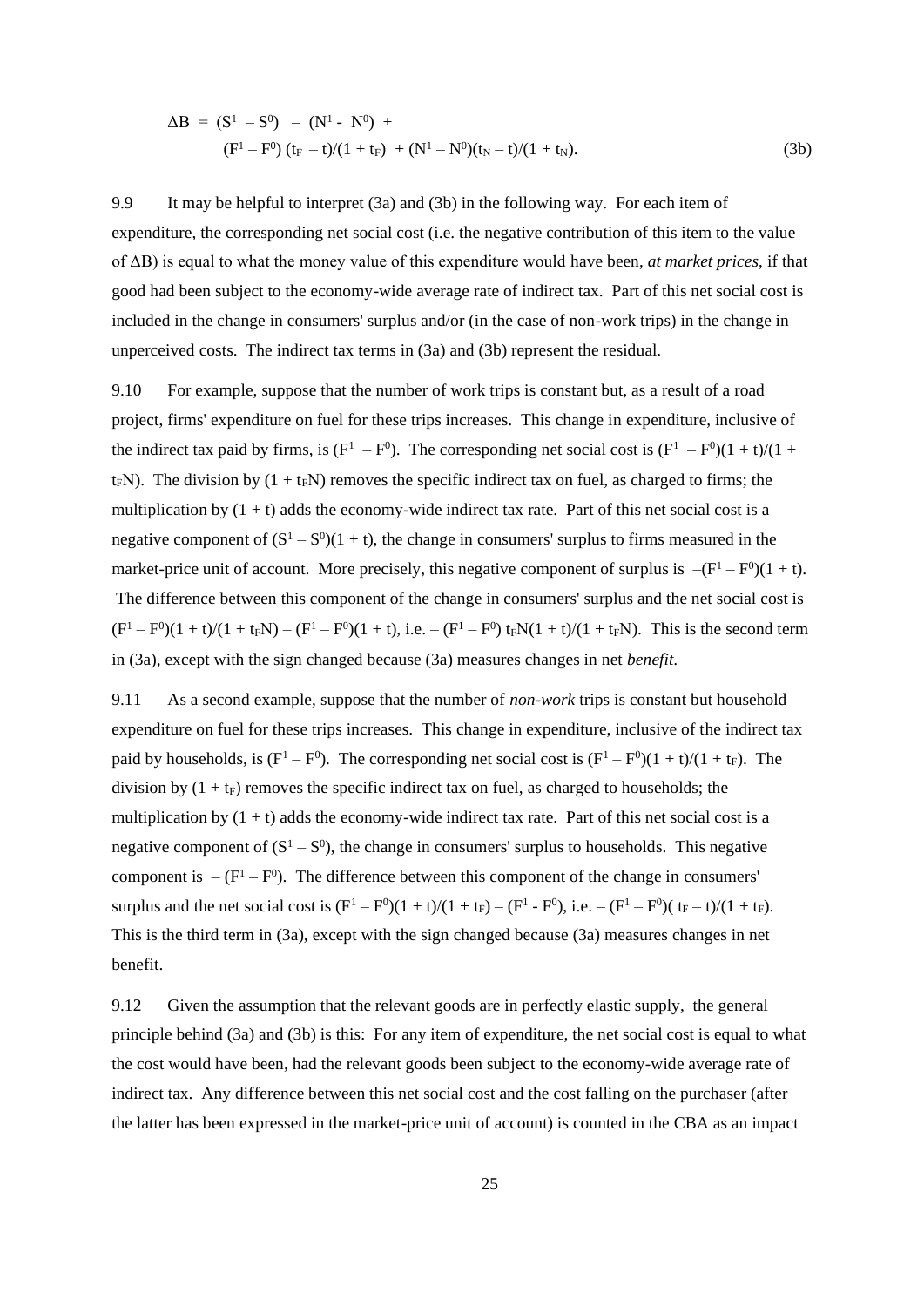$$\Delta B = (S^1 - S^0) - (N^1 - N^0) + (F^1 - F^0)(t_F - t)/(1 + t_F) + (N^1 - N^0)(t_N - t)/(1 + t_N). \tag{3b}$$

9.9 It may be helpful to interpret (3a) and (3b) in the following way. For each item of expenditure, the corresponding net social cost (i.e. the negative contribution of this item to the value of $\Delta B$) is equal to what the money value of this expenditure would have been, *at market prices*, if that good had been subject to the economy-wide average rate of indirect tax. Part of this net social cost is included in the change in consumers' surplus and/or (in the case of non-work trips) in the change in unperceived costs. The indirect tax terms in (3a) and (3b) represent the residual.

9.10 For example, suppose that the number of work trips is constant but, as a result of a road project, firms' expenditure on fuel for these trips increases. This change in expenditure, inclusive of the indirect tax paid by firms, is $(F^1 - F^0)$. The corresponding net social cost is $(F^1 - F^0)(1 + t)/(1 + t_FN)$. The division by $(1 + t_FN)$ removes the specific indirect tax on fuel, as charged to firms; the multiplication by $(1 + t)$ adds the economy-wide indirect tax rate. Part of this net social cost is a negative component of $(S^1 - S^0)(1 + t)$, the change in consumers' surplus to firms measured in the market-price unit of account. More precisely, this negative component of surplus is $-(F^1 - F^0)(1 + t)$. The difference between this component of the change in consumers' surplus and the net social cost is $(F^1 - F^0)(1 + t)/(1 + t_FN) - (F^1 - F^0)(1 + t)$, i.e. $-(F^1 - F^0)\, t_FN(1 + t)/(1 + t_FN)$. This is the second term in (3a), except with the sign changed because (3a) measures changes in net *benefit*.

9.11 As a second example, suppose that the number of *non-work* trips is constant but household expenditure on fuel for these trips increases. This change in expenditure, inclusive of the indirect tax paid by households, is $(F^1 - F^0)$. The corresponding net social cost is $(F^1 - F^0)(1 + t)/(1 + t_F)$. The division by $(1 + t_F)$ removes the specific indirect tax on fuel, as charged to households; the multiplication by $(1 + t)$ adds the economy-wide indirect tax rate. Part of this net social cost is a negative component of $(S^1 - S^0)$, the change in consumers' surplus to households. This negative component is $-(F^1 - F^0)$. The difference between this component of the change in consumers' surplus and the net social cost is $(F^1 - F^0)(1 + t)/(1 + t_F) - (F^1 - F^0)$, i.e. $-(F^1 - F^0)(t_F - t)/(1 + t_F)$. This is the third term in (3a), except with the sign changed because (3a) measures changes in net benefit.

9.12 Given the assumption that the relevant goods are in perfectly elastic supply, the general principle behind (3a) and (3b) is this: For any item of expenditure, the net social cost is equal to what the cost would have been, had the relevant goods been subject to the economy-wide average rate of indirect tax. Any difference between this net social cost and the cost falling on the purchaser (after the latter has been expressed in the market-price unit of account) is counted in the CBA as an impact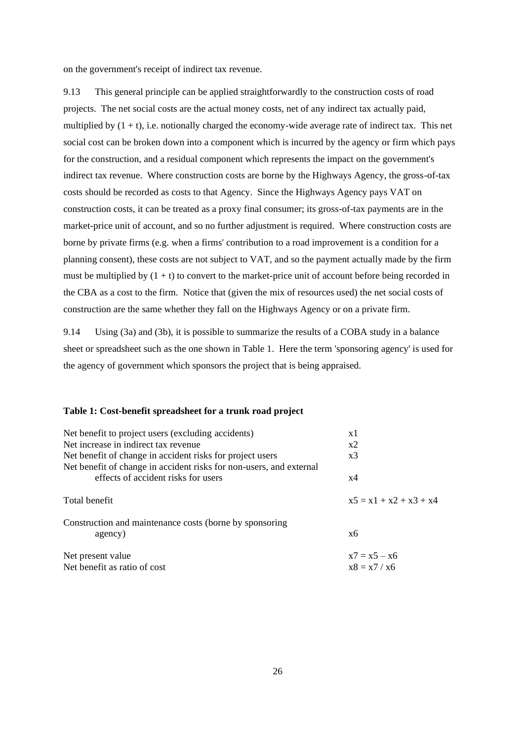on the government's receipt of indirect tax revenue.

9.13 This general principle can be applied straightforwardly to the construction costs of road projects. The net social costs are the actual money costs, net of any indirect tax actually paid, multiplied by $(1 + t)$, i.e. notionally charged the economy-wide average rate of indirect tax. This net social cost can be broken down into a component which is incurred by the agency or firm which pays for the construction, and a residual component which represents the impact on the government's indirect tax revenue. Where construction costs are borne by the Highways Agency, the gross-of-tax costs should be recorded as costs to that Agency. Since the Highways Agency pays VAT on construction costs, it can be treated as a proxy final consumer; its gross-of-tax payments are in the market-price unit of account, and so no further adjustment is required. Where construction costs are borne by private firms (e.g. when a firms' contribution to a road improvement is a condition for a planning consent), these costs are not subject to VAT, and so the payment actually made by the firm must be multiplied by $(1 + t)$ to convert to the market-price unit of account before being recorded in the CBA as a cost to the firm. Notice that (given the mix of resources used) the net social costs of construction are the same whether they fall on the Highways Agency or on a private firm.

9.14 Using (3a) and (3b), it is possible to summarize the results of a COBA study in a balance sheet or spreadsheet such as the one shown in Table 1. Here the term 'sponsoring agency' is used for the agency of government which sponsors the project that is being appraised.

**Table 1: Cost-benefit spreadsheet for a trunk road project**

| | |
|---|---|
| Net benefit to project users (excluding accidents) | x1 |
| Net increase in indirect tax revenue | x2 |
| Net benefit of change in accident risks for project users | x3 |
| Net benefit of change in accident risks for non-users, and external effects of accident risks for users | x4 |
| Total benefit | x5 = x1 + x2 + x3 + x4 |
| Construction and maintenance costs (borne by sponsoring agency) | x6 |
| Net present value | x7 = x5 – x6 |
| Net benefit as ratio of cost | x8 = x7 / x6 |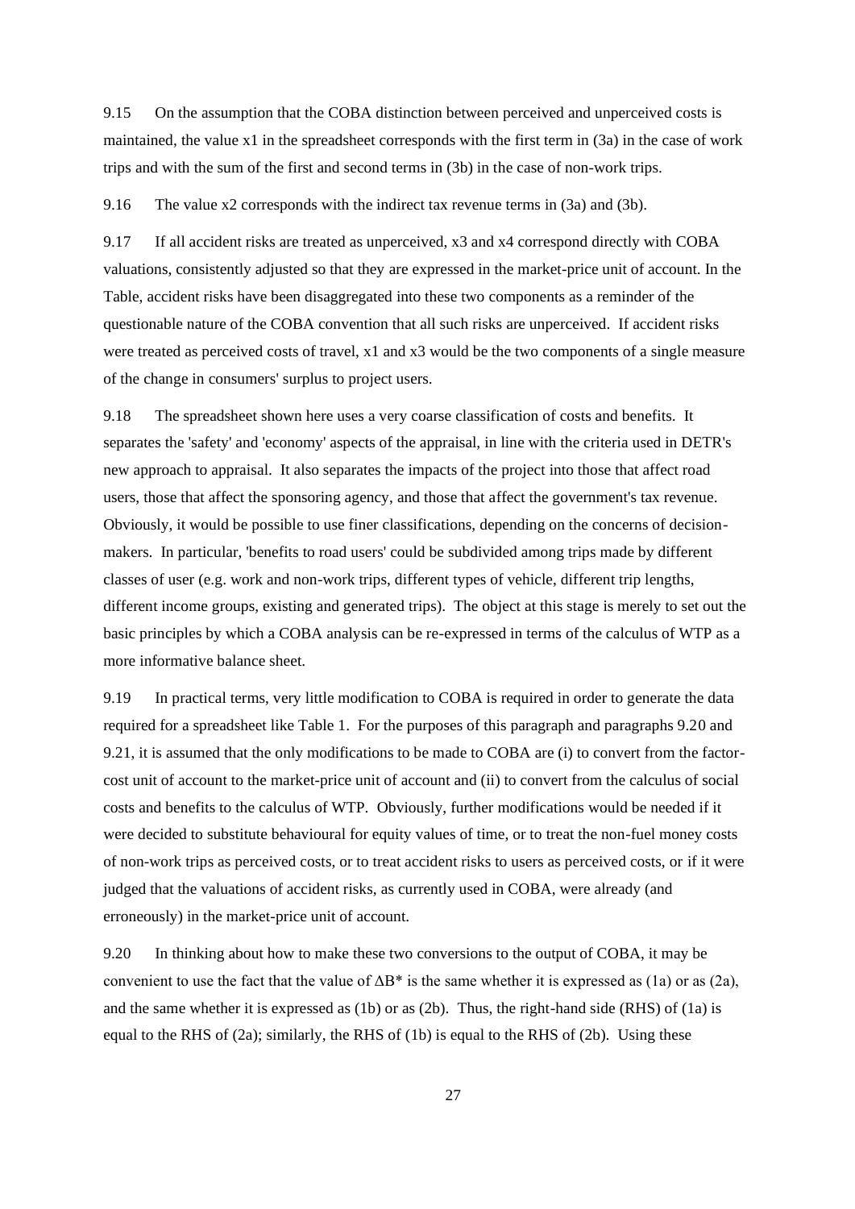9.15 On the assumption that the COBA distinction between perceived and unperceived costs is maintained, the value x1 in the spreadsheet corresponds with the first term in (3a) in the case of work trips and with the sum of the first and second terms in (3b) in the case of non-work trips.

9.16 The value x2 corresponds with the indirect tax revenue terms in (3a) and (3b).

9.17 If all accident risks are treated as unperceived, x3 and x4 correspond directly with COBA valuations, consistently adjusted so that they are expressed in the market-price unit of account. In the Table, accident risks have been disaggregated into these two components as a reminder of the questionable nature of the COBA convention that all such risks are unperceived. If accident risks were treated as perceived costs of travel, x1 and x3 would be the two components of a single measure of the change in consumers' surplus to project users.

9.18 The spreadsheet shown here uses a very coarse classification of costs and benefits. It separates the 'safety' and 'economy' aspects of the appraisal, in line with the criteria used in DETR's new approach to appraisal. It also separates the impacts of the project into those that affect road users, those that affect the sponsoring agency, and those that affect the government's tax revenue. Obviously, it would be possible to use finer classifications, depending on the concerns of decision-makers. In particular, 'benefits to road users' could be subdivided among trips made by different classes of user (e.g. work and non-work trips, different types of vehicle, different trip lengths, different income groups, existing and generated trips). The object at this stage is merely to set out the basic principles by which a COBA analysis can be re-expressed in terms of the calculus of WTP as a more informative balance sheet.

9.19 In practical terms, very little modification to COBA is required in order to generate the data required for a spreadsheet like Table 1. For the purposes of this paragraph and paragraphs 9.20 and 9.21, it is assumed that the only modifications to be made to COBA are (i) to convert from the factor-cost unit of account to the market-price unit of account and (ii) to convert from the calculus of social costs and benefits to the calculus of WTP. Obviously, further modifications would be needed if it were decided to substitute behavioural for equity values of time, or to treat the non-fuel money costs of non-work trips as perceived costs, or to treat accident risks to users as perceived costs, or if it were judged that the valuations of accident risks, as currently used in COBA, were already (and erroneously) in the market-price unit of account.

9.20 In thinking about how to make these two conversions to the output of COBA, it may be convenient to use the fact that the value of $\Delta B^*$ is the same whether it is expressed as (1a) or as (2a), and the same whether it is expressed as (1b) or as (2b). Thus, the right-hand side (RHS) of (1a) is equal to the RHS of (2a); similarly, the RHS of (1b) is equal to the RHS of (2b). Using these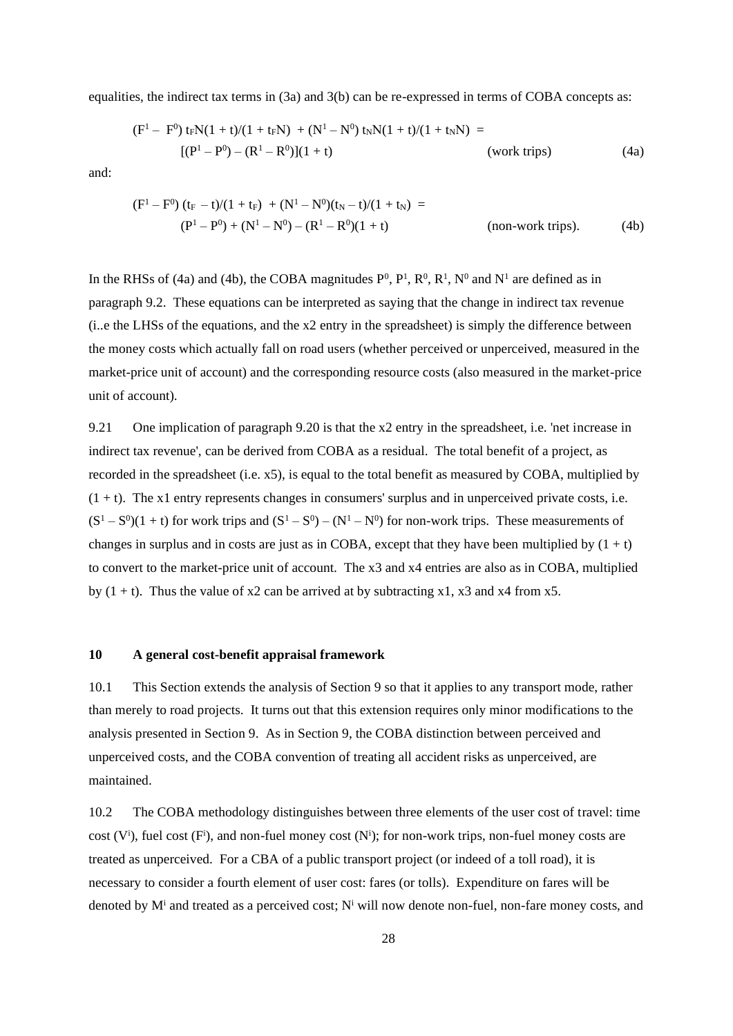equalities, the indirect tax terms in (3a) and 3(b) can be re-expressed in terms of COBA concepts as:

$$(F^1 - F^0)\, t_F N(1 + t)/(1 + t_F N) + (N^1 - N^0)\, t_N N(1 + t)/(1 + t_N N) = [(P^1 - P^0) - (R^1 - R^0)](1 + t) \qquad \text{(work trips)} \qquad (4a)$$

and:

$$(F^1 - F^0)\,(t_F - t)/(1 + t_F) + (N^1 - N^0)(t_N - t)/(1 + t_N) = (P^1 - P^0) + (N^1 - N^0) - (R^1 - R^0)(1 + t) \qquad \text{(non-work trips).} \qquad (4b)$$

In the RHSs of (4a) and (4b), the COBA magnitudes $P^0$, $P^1$, $R^0$, $R^1$, $N^0$ and $N^1$ are defined as in paragraph 9.2. These equations can be interpreted as saying that the change in indirect tax revenue (i..e the LHSs of the equations, and the x2 entry in the spreadsheet) is simply the difference between the money costs which actually fall on road users (whether perceived or unperceived, measured in the market-price unit of account) and the corresponding resource costs (also measured in the market-price unit of account).

9.21 One implication of paragraph 9.20 is that the x2 entry in the spreadsheet, i.e. 'net increase in indirect tax revenue', can be derived from COBA as a residual. The total benefit of a project, as recorded in the spreadsheet (i.e. x5), is equal to the total benefit as measured by COBA, multiplied by $(1 + t)$. The x1 entry represents changes in consumers' surplus and in unperceived private costs, i.e. $(S^1 - S^0)(1 + t)$ for work trips and $(S^1 - S^0) - (N^1 - N^0)$ for non-work trips. These measurements of changes in surplus and in costs are just as in COBA, except that they have been multiplied by $(1 + t)$ to convert to the market-price unit of account. The x3 and x4 entries are also as in COBA, multiplied by $(1 + t)$. Thus the value of x2 can be arrived at by subtracting x1, x3 and x4 from x5.

## 10 A general cost-benefit appraisal framework

10.1 This Section extends the analysis of Section 9 so that it applies to any transport mode, rather than merely to road projects. It turns out that this extension requires only minor modifications to the analysis presented in Section 9. As in Section 9, the COBA distinction between perceived and unperceived costs, and the COBA convention of treating all accident risks as unperceived, are maintained.

10.2 The COBA methodology distinguishes between three elements of the user cost of travel: time cost ($V^i$), fuel cost ($F^i$), and non-fuel money cost ($N^i$); for non-work trips, non-fuel money costs are treated as unperceived. For a CBA of a public transport project (or indeed of a toll road), it is necessary to consider a fourth element of user cost: fares (or tolls). Expenditure on fares will be denoted by $M^i$ and treated as a perceived cost; $N^i$ will now denote non-fuel, non-fare money costs, and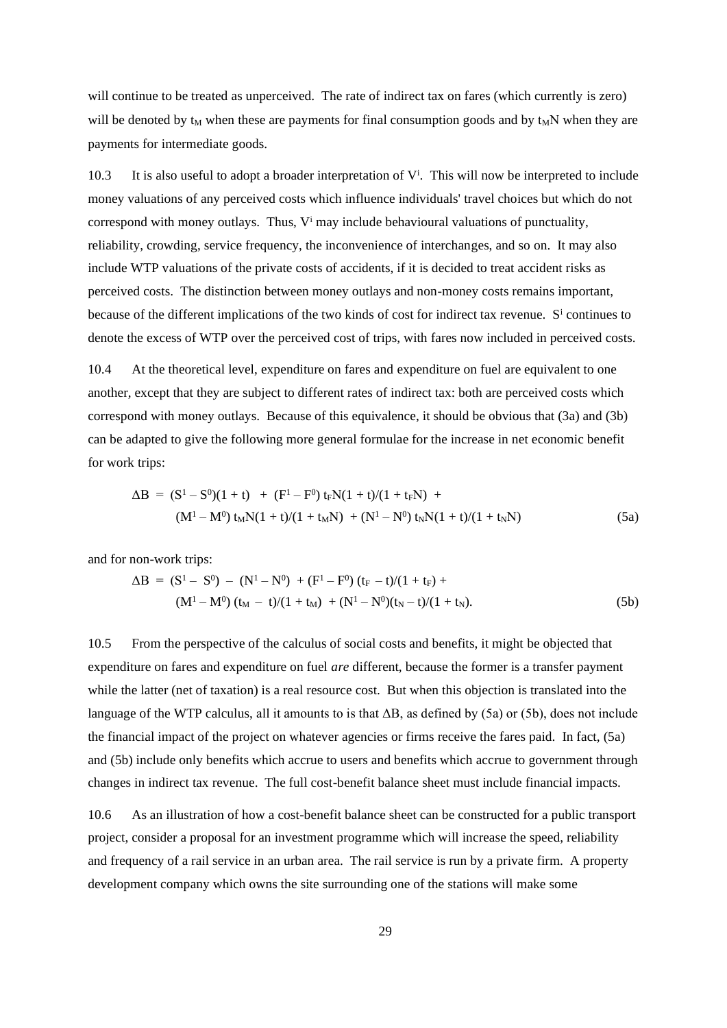will continue to be treated as unperceived. The rate of indirect tax on fares (which currently is zero) will be denoted by $t_M$ when these are payments for final consumption goods and by $t_M N$ when they are payments for intermediate goods.

10.3 It is also useful to adopt a broader interpretation of $V^i$. This will now be interpreted to include money valuations of any perceived costs which influence individuals' travel choices but which do not correspond with money outlays. Thus, $V^i$ may include behavioural valuations of punctuality, reliability, crowding, service frequency, the inconvenience of interchanges, and so on. It may also include WTP valuations of the private costs of accidents, if it is decided to treat accident risks as perceived costs. The distinction between money outlays and non-money costs remains important, because of the different implications of the two kinds of cost for indirect tax revenue. $S^i$ continues to denote the excess of WTP over the perceived cost of trips, with fares now included in perceived costs.

10.4 At the theoretical level, expenditure on fares and expenditure on fuel are equivalent to one another, except that they are subject to different rates of indirect tax: both are perceived costs which correspond with money outlays. Because of this equivalence, it should be obvious that (3a) and (3b) can be adapted to give the following more general formulae for the increase in net economic benefit for work trips:

$$\Delta B = (S^1 - S^0)(1 + t) + (F^1 - F^0)\, t_F N(1 + t)/(1 + t_F N) + (M^1 - M^0)\, t_M N(1 + t)/(1 + t_M N) + (N^1 - N^0)\, t_N N(1 + t)/(1 + t_N N) \qquad (5a)$$

and for non-work trips:

$$\Delta B = (S^1 - S^0) - (N^1 - N^0) + (F^1 - F^0)\,(t_F - t)/(1 + t_F) + (M^1 - M^0)\,(t_M - t)/(1 + t_M) + (N^1 - N^0)(t_N - t)/(1 + t_N). \qquad (5b)$$

10.5 From the perspective of the calculus of social costs and benefits, it might be objected that expenditure on fares and expenditure on fuel *are* different, because the former is a transfer payment while the latter (net of taxation) is a real resource cost. But when this objection is translated into the language of the WTP calculus, all it amounts to is that $\Delta B$, as defined by (5a) or (5b), does not include the financial impact of the project on whatever agencies or firms receive the fares paid. In fact, (5a) and (5b) include only benefits which accrue to users and benefits which accrue to government through changes in indirect tax revenue. The full cost-benefit balance sheet must include financial impacts.

10.6 As an illustration of how a cost-benefit balance sheet can be constructed for a public transport project, consider a proposal for an investment programme which will increase the speed, reliability and frequency of a rail service in an urban area. The rail service is run by a private firm. A property development company which owns the site surrounding one of the stations will make some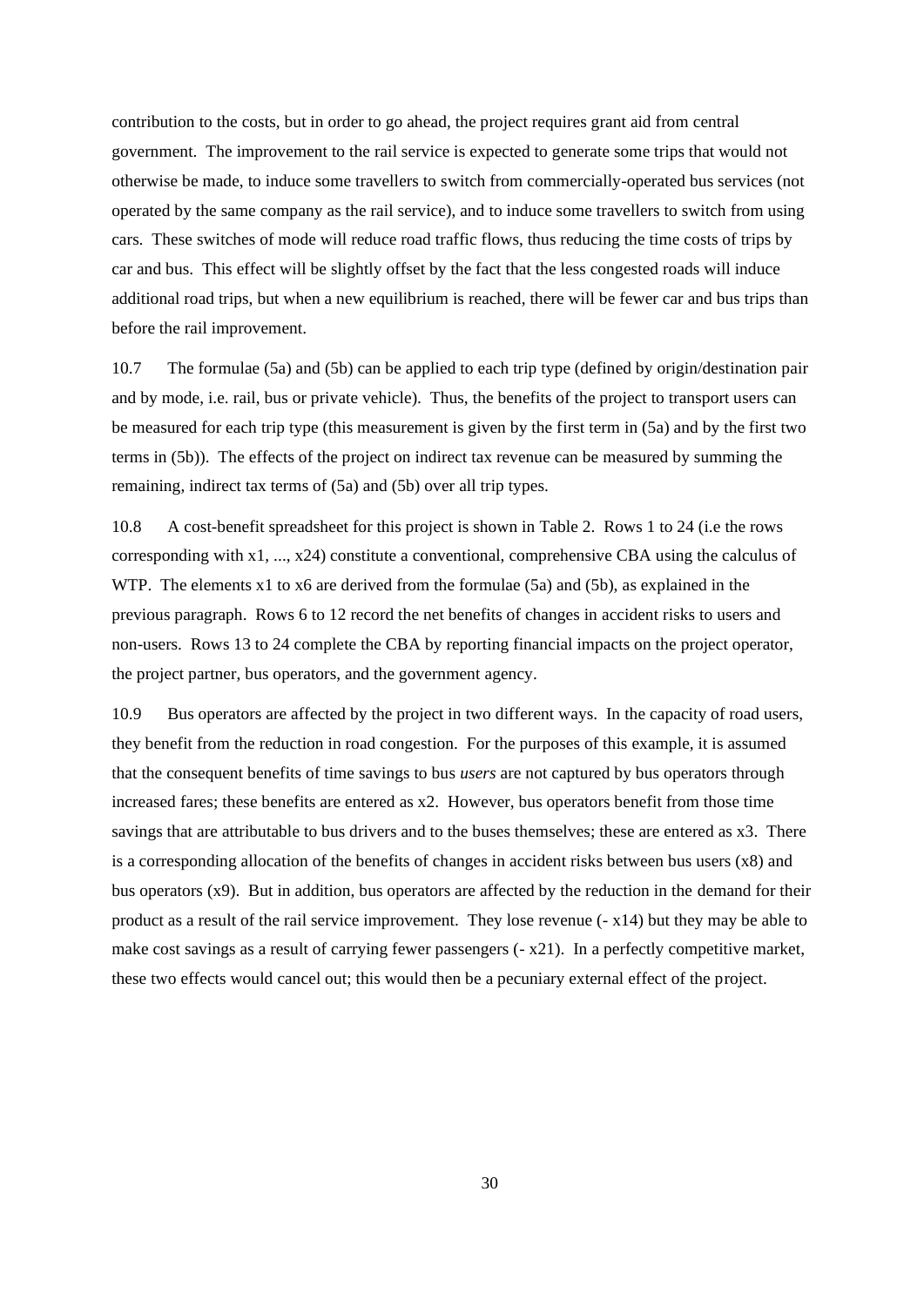contribution to the costs, but in order to go ahead, the project requires grant aid from central government. The improvement to the rail service is expected to generate some trips that would not otherwise be made, to induce some travellers to switch from commercially-operated bus services (not operated by the same company as the rail service), and to induce some travellers to switch from using cars. These switches of mode will reduce road traffic flows, thus reducing the time costs of trips by car and bus. This effect will be slightly offset by the fact that the less congested roads will induce additional road trips, but when a new equilibrium is reached, there will be fewer car and bus trips than before the rail improvement.

10.7 The formulae (5a) and (5b) can be applied to each trip type (defined by origin/destination pair and by mode, i.e. rail, bus or private vehicle). Thus, the benefits of the project to transport users can be measured for each trip type (this measurement is given by the first term in (5a) and by the first two terms in (5b)). The effects of the project on indirect tax revenue can be measured by summing the remaining, indirect tax terms of (5a) and (5b) over all trip types.

10.8 A cost-benefit spreadsheet for this project is shown in Table 2. Rows 1 to 24 (i.e the rows corresponding with x1, ..., x24) constitute a conventional, comprehensive CBA using the calculus of WTP. The elements x1 to x6 are derived from the formulae (5a) and (5b), as explained in the previous paragraph. Rows 6 to 12 record the net benefits of changes in accident risks to users and non-users. Rows 13 to 24 complete the CBA by reporting financial impacts on the project operator, the project partner, bus operators, and the government agency.

10.9 Bus operators are affected by the project in two different ways. In the capacity of road users, they benefit from the reduction in road congestion. For the purposes of this example, it is assumed that the consequent benefits of time savings to bus *users* are not captured by bus operators through increased fares; these benefits are entered as x2. However, bus operators benefit from those time savings that are attributable to bus drivers and to the buses themselves; these are entered as x3. There is a corresponding allocation of the benefits of changes in accident risks between bus users (x8) and bus operators (x9). But in addition, bus operators are affected by the reduction in the demand for their product as a result of the rail service improvement. They lose revenue (- x14) but they may be able to make cost savings as a result of carrying fewer passengers (- x21). In a perfectly competitive market, these two effects would cancel out; this would then be a pecuniary external effect of the project.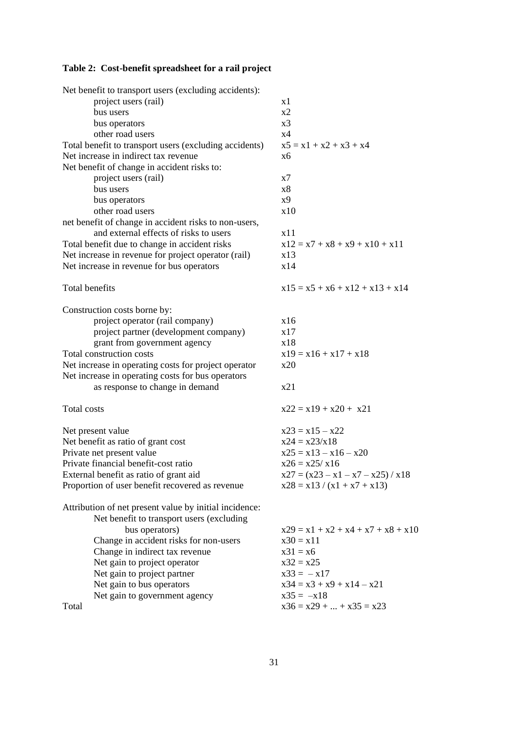**Table 2: Cost-benefit spreadsheet for a rail project**

| | |
|---|---|
| Net benefit to transport users (excluding accidents): | |
| project users (rail) | $x1$ |
| bus users | $x2$ |
| bus operators | $x3$ |
| other road users | $x4$ |
| Total benefit to transport users (excluding accidents) | $x5 = x1 + x2 + x3 + x4$ |
| Net increase in indirect tax revenue | $x6$ |
| Net benefit of change in accident risks to: | |
| project users (rail) | $x7$ |
| bus users | $x8$ |
| bus operators | $x9$ |
| other road users | $x10$ |
| net benefit of change in accident risks to non-users, and external effects of risks to users | $x11$ |
| Total benefit due to change in accident risks | $x12 = x7 + x8 + x9 + x10 + x11$ |
| Net increase in revenue for project operator (rail) | $x13$ |
| Net increase in revenue for bus operators | $x14$ |
| | |
| Total benefits | $x15 = x5 + x6 + x12 + x13 + x14$ |
| | |
| Construction costs borne by: | |
| project operator (rail company) | $x16$ |
| project partner (development company) | $x17$ |
| grant from government agency | $x18$ |
| Total construction costs | $x19 = x16 + x17 + x18$ |
| Net increase in operating costs for project operator | $x20$ |
| Net increase in operating costs for bus operators as response to change in demand | $x21$ |
| | |
| Total costs | $x22 = x19 + x20 + x21$ |
| | |
| Net present value | $x23 = x15 - x22$ |
| Net benefit as ratio of grant cost | $x24 = x23/x18$ |
| Private net present value | $x25 = x13 - x16 - x20$ |
| Private financial benefit-cost ratio | $x26 = x25/ x16$ |
| External benefit as ratio of grant aid | $x27 = (x23 - x1 - x7 - x25) / x18$ |
| Proportion of user benefit recovered as revenue | $x28 = x13 / (x1 + x7 + x13)$ |
| | |
| Attribution of net present value by initial incidence: | |
| Net benefit to transport users (excluding bus operators) | $x29 = x1 + x2 + x4 + x7 + x8 + x10$ |
| Change in accident risks for non-users | $x30 = x11$ |
| Change in indirect tax revenue | $x31 = x6$ |
| Net gain to project operator | $x32 = x25$ |
| Net gain to project partner | $x33 = -x17$ |
| Net gain to bus operators | $x34 = x3 + x9 + x14 - x21$ |
| Net gain to government agency | $x35 = -x18$ |
| Total | $x36 = x29 + ... + x35 = x23$ |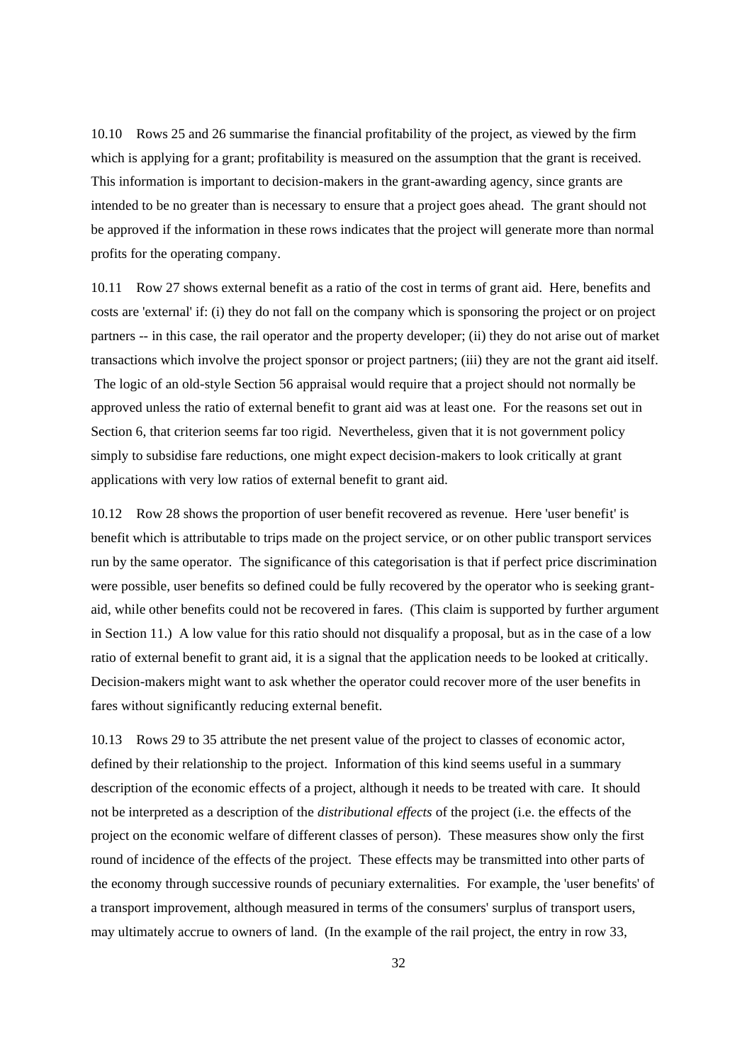10.10 Rows 25 and 26 summarise the financial profitability of the project, as viewed by the firm which is applying for a grant; profitability is measured on the assumption that the grant is received. This information is important to decision-makers in the grant-awarding agency, since grants are intended to be no greater than is necessary to ensure that a project goes ahead. The grant should not be approved if the information in these rows indicates that the project will generate more than normal profits for the operating company.

10.11 Row 27 shows external benefit as a ratio of the cost in terms of grant aid. Here, benefits and costs are 'external' if: (i) they do not fall on the company which is sponsoring the project or on project partners -- in this case, the rail operator and the property developer; (ii) they do not arise out of market transactions which involve the project sponsor or project partners; (iii) they are not the grant aid itself. The logic of an old-style Section 56 appraisal would require that a project should not normally be approved unless the ratio of external benefit to grant aid was at least one. For the reasons set out in Section 6, that criterion seems far too rigid. Nevertheless, given that it is not government policy simply to subsidise fare reductions, one might expect decision-makers to look critically at grant applications with very low ratios of external benefit to grant aid.

10.12 Row 28 shows the proportion of user benefit recovered as revenue. Here 'user benefit' is benefit which is attributable to trips made on the project service, or on other public transport services run by the same operator. The significance of this categorisation is that if perfect price discrimination were possible, user benefits so defined could be fully recovered by the operator who is seeking grant-aid, while other benefits could not be recovered in fares. (This claim is supported by further argument in Section 11.) A low value for this ratio should not disqualify a proposal, but as in the case of a low ratio of external benefit to grant aid, it is a signal that the application needs to be looked at critically. Decision-makers might want to ask whether the operator could recover more of the user benefits in fares without significantly reducing external benefit.

10.13 Rows 29 to 35 attribute the net present value of the project to classes of economic actor, defined by their relationship to the project. Information of this kind seems useful in a summary description of the economic effects of a project, although it needs to be treated with care. It should not be interpreted as a description of the *distributional effects* of the project (i.e. the effects of the project on the economic welfare of different classes of person). These measures show only the first round of incidence of the effects of the project. These effects may be transmitted into other parts of the economy through successive rounds of pecuniary externalities. For example, the 'user benefits' of a transport improvement, although measured in terms of the consumers' surplus of transport users, may ultimately accrue to owners of land. (In the example of the rail project, the entry in row 33,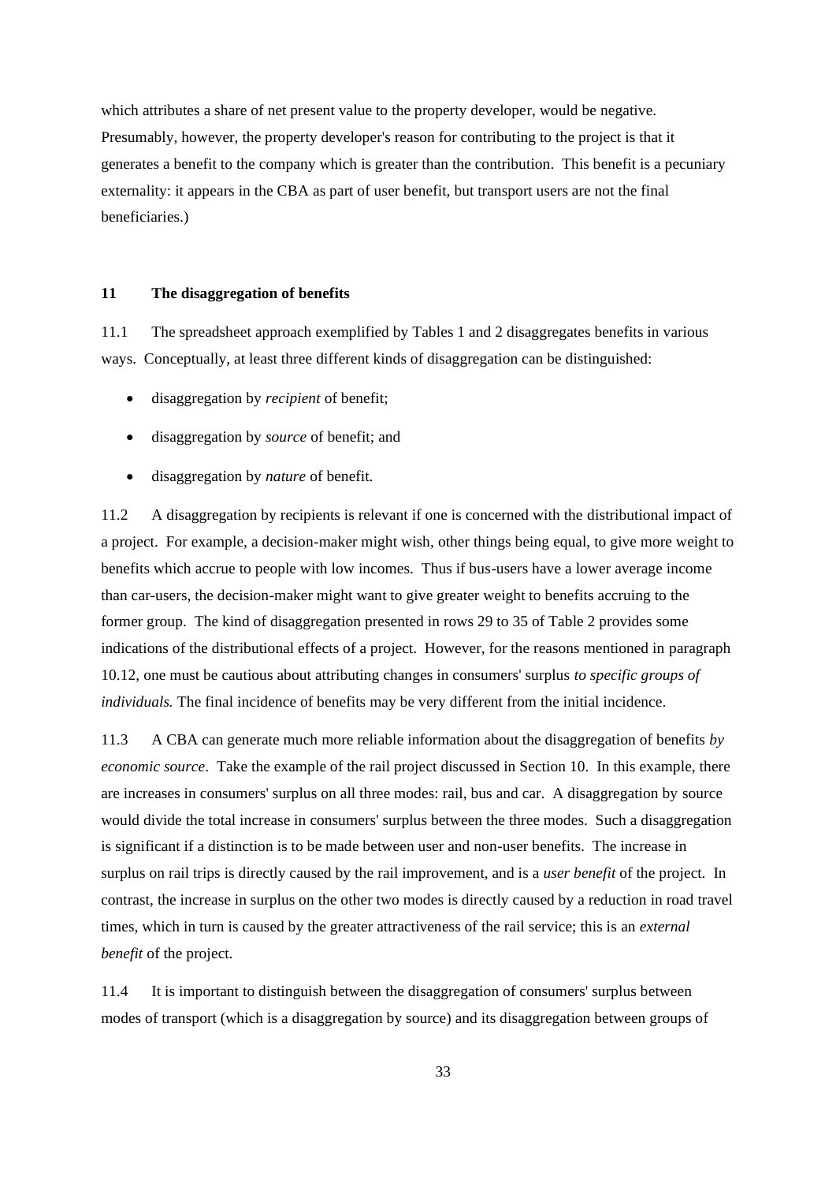which attributes a share of net present value to the property developer, would be negative. Presumably, however, the property developer's reason for contributing to the project is that it generates a benefit to the company which is greater than the contribution. This benefit is a pecuniary externality: it appears in the CBA as part of user benefit, but transport users are not the final beneficiaries.)

## 11 The disaggregation of benefits

11.1 The spreadsheet approach exemplified by Tables 1 and 2 disaggregates benefits in various ways. Conceptually, at least three different kinds of disaggregation can be distinguished:

- disaggregation by *recipient* of benefit;
- disaggregation by *source* of benefit; and
- disaggregation by *nature* of benefit.

11.2 A disaggregation by recipients is relevant if one is concerned with the distributional impact of a project. For example, a decision-maker might wish, other things being equal, to give more weight to benefits which accrue to people with low incomes. Thus if bus-users have a lower average income than car-users, the decision-maker might want to give greater weight to benefits accruing to the former group. The kind of disaggregation presented in rows 29 to 35 of Table 2 provides some indications of the distributional effects of a project. However, for the reasons mentioned in paragraph 10.12, one must be cautious about attributing changes in consumers' surplus *to specific groups of individuals.* The final incidence of benefits may be very different from the initial incidence.

11.3 A CBA can generate much more reliable information about the disaggregation of benefits *by economic source*. Take the example of the rail project discussed in Section 10. In this example, there are increases in consumers' surplus on all three modes: rail, bus and car. A disaggregation by source would divide the total increase in consumers' surplus between the three modes. Such a disaggregation is significant if a distinction is to be made between user and non-user benefits. The increase in surplus on rail trips is directly caused by the rail improvement, and is a *user benefit* of the project. In contrast, the increase in surplus on the other two modes is directly caused by a reduction in road travel times, which in turn is caused by the greater attractiveness of the rail service; this is an *external benefit* of the project.

11.4 It is important to distinguish between the disaggregation of consumers' surplus between modes of transport (which is a disaggregation by source) and its disaggregation between groups of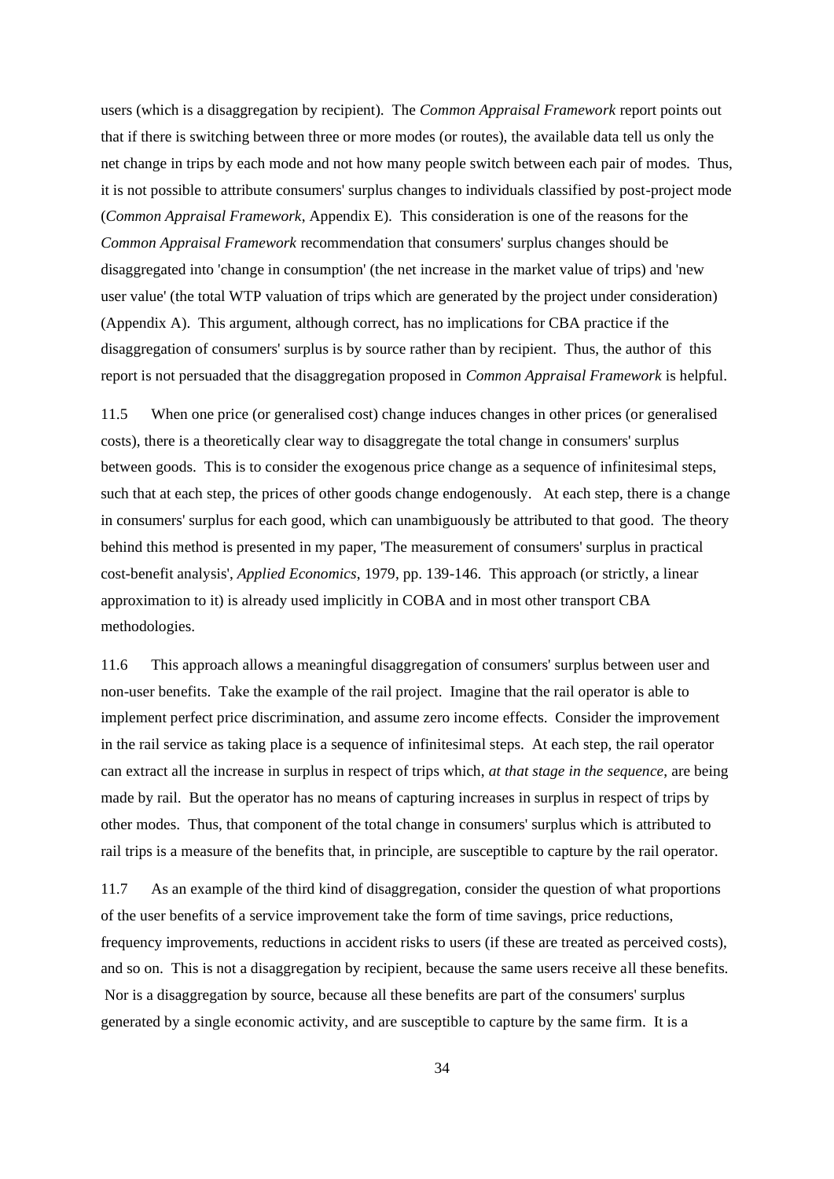users (which is a disaggregation by recipient). The *Common Appraisal Framework* report points out that if there is switching between three or more modes (or routes), the available data tell us only the net change in trips by each mode and not how many people switch between each pair of modes. Thus, it is not possible to attribute consumers' surplus changes to individuals classified by post-project mode (*Common Appraisal Framework*, Appendix E). This consideration is one of the reasons for the *Common Appraisal Framework* recommendation that consumers' surplus changes should be disaggregated into 'change in consumption' (the net increase in the market value of trips) and 'new user value' (the total WTP valuation of trips which are generated by the project under consideration) (Appendix A). This argument, although correct, has no implications for CBA practice if the disaggregation of consumers' surplus is by source rather than by recipient. Thus, the author of this report is not persuaded that the disaggregation proposed in *Common Appraisal Framework* is helpful.

11.5 When one price (or generalised cost) change induces changes in other prices (or generalised costs), there is a theoretically clear way to disaggregate the total change in consumers' surplus between goods. This is to consider the exogenous price change as a sequence of infinitesimal steps, such that at each step, the prices of other goods change endogenously. At each step, there is a change in consumers' surplus for each good, which can unambiguously be attributed to that good. The theory behind this method is presented in my paper, 'The measurement of consumers' surplus in practical cost-benefit analysis', *Applied Economics*, 1979, pp. 139-146. This approach (or strictly, a linear approximation to it) is already used implicitly in COBA and in most other transport CBA methodologies.

11.6 This approach allows a meaningful disaggregation of consumers' surplus between user and non-user benefits. Take the example of the rail project. Imagine that the rail operator is able to implement perfect price discrimination, and assume zero income effects. Consider the improvement in the rail service as taking place is a sequence of infinitesimal steps. At each step, the rail operator can extract all the increase in surplus in respect of trips which, *at that stage in the sequence*, are being made by rail. But the operator has no means of capturing increases in surplus in respect of trips by other modes. Thus, that component of the total change in consumers' surplus which is attributed to rail trips is a measure of the benefits that, in principle, are susceptible to capture by the rail operator.

11.7 As an example of the third kind of disaggregation, consider the question of what proportions of the user benefits of a service improvement take the form of time savings, price reductions, frequency improvements, reductions in accident risks to users (if these are treated as perceived costs), and so on. This is not a disaggregation by recipient, because the same users receive all these benefits. Nor is a disaggregation by source, because all these benefits are part of the consumers' surplus generated by a single economic activity, and are susceptible to capture by the same firm. It is a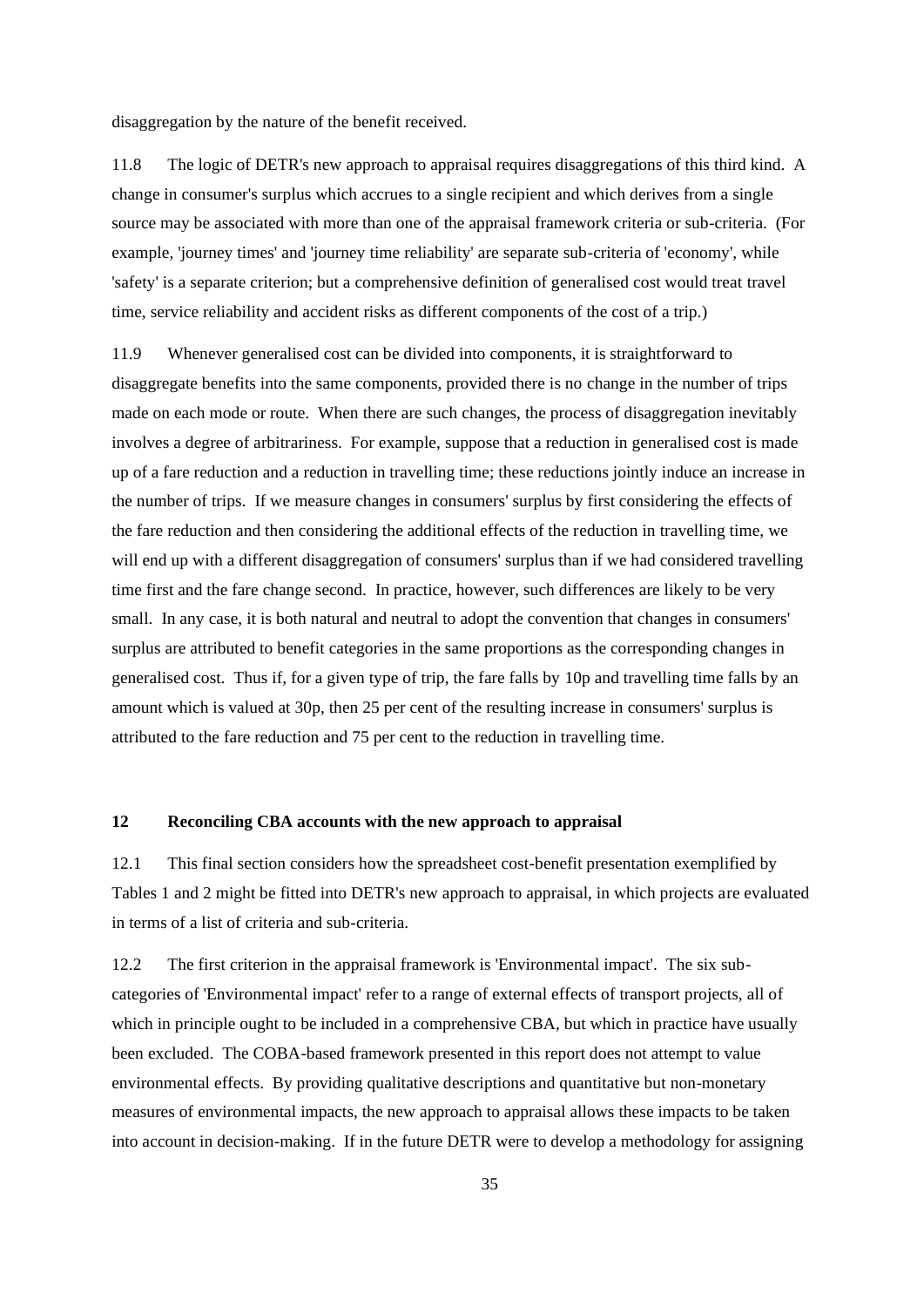disaggregation by the nature of the benefit received.

11.8 The logic of DETR's new approach to appraisal requires disaggregations of this third kind. A change in consumer's surplus which accrues to a single recipient and which derives from a single source may be associated with more than one of the appraisal framework criteria or sub-criteria. (For example, 'journey times' and 'journey time reliability' are separate sub-criteria of 'economy', while 'safety' is a separate criterion; but a comprehensive definition of generalised cost would treat travel time, service reliability and accident risks as different components of the cost of a trip.)

11.9 Whenever generalised cost can be divided into components, it is straightforward to disaggregate benefits into the same components, provided there is no change in the number of trips made on each mode or route. When there are such changes, the process of disaggregation inevitably involves a degree of arbitrariness. For example, suppose that a reduction in generalised cost is made up of a fare reduction and a reduction in travelling time; these reductions jointly induce an increase in the number of trips. If we measure changes in consumers' surplus by first considering the effects of the fare reduction and then considering the additional effects of the reduction in travelling time, we will end up with a different disaggregation of consumers' surplus than if we had considered travelling time first and the fare change second. In practice, however, such differences are likely to be very small. In any case, it is both natural and neutral to adopt the convention that changes in consumers' surplus are attributed to benefit categories in the same proportions as the corresponding changes in generalised cost. Thus if, for a given type of trip, the fare falls by 10p and travelling time falls by an amount which is valued at 30p, then 25 per cent of the resulting increase in consumers' surplus is attributed to the fare reduction and 75 per cent to the reduction in travelling time.

## 12 Reconciling CBA accounts with the new approach to appraisal

12.1 This final section considers how the spreadsheet cost-benefit presentation exemplified by Tables 1 and 2 might be fitted into DETR's new approach to appraisal, in which projects are evaluated in terms of a list of criteria and sub-criteria.

12.2 The first criterion in the appraisal framework is 'Environmental impact'. The six sub-categories of 'Environmental impact' refer to a range of external effects of transport projects, all of which in principle ought to be included in a comprehensive CBA, but which in practice have usually been excluded. The COBA-based framework presented in this report does not attempt to value environmental effects. By providing qualitative descriptions and quantitative but non-monetary measures of environmental impacts, the new approach to appraisal allows these impacts to be taken into account in decision-making. If in the future DETR were to develop a methodology for assigning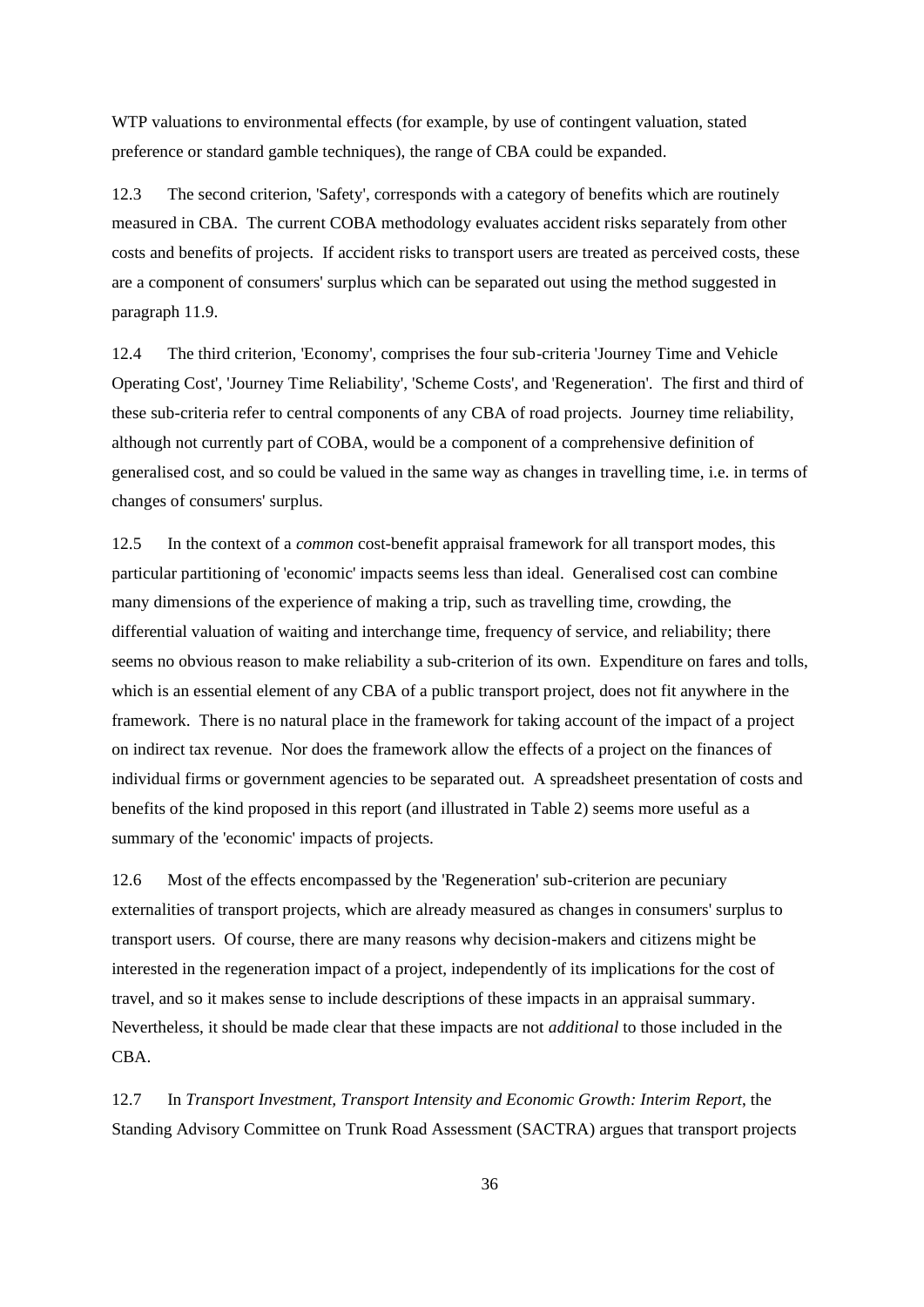WTP valuations to environmental effects (for example, by use of contingent valuation, stated preference or standard gamble techniques), the range of CBA could be expanded.

12.3 The second criterion, 'Safety', corresponds with a category of benefits which are routinely measured in CBA. The current COBA methodology evaluates accident risks separately from other costs and benefits of projects. If accident risks to transport users are treated as perceived costs, these are a component of consumers' surplus which can be separated out using the method suggested in paragraph 11.9.

12.4 The third criterion, 'Economy', comprises the four sub-criteria 'Journey Time and Vehicle Operating Cost', 'Journey Time Reliability', 'Scheme Costs', and 'Regeneration'. The first and third of these sub-criteria refer to central components of any CBA of road projects. Journey time reliability, although not currently part of COBA, would be a component of a comprehensive definition of generalised cost, and so could be valued in the same way as changes in travelling time, i.e. in terms of changes of consumers' surplus.

12.5 In the context of a *common* cost-benefit appraisal framework for all transport modes, this particular partitioning of 'economic' impacts seems less than ideal. Generalised cost can combine many dimensions of the experience of making a trip, such as travelling time, crowding, the differential valuation of waiting and interchange time, frequency of service, and reliability; there seems no obvious reason to make reliability a sub-criterion of its own. Expenditure on fares and tolls, which is an essential element of any CBA of a public transport project, does not fit anywhere in the framework. There is no natural place in the framework for taking account of the impact of a project on indirect tax revenue. Nor does the framework allow the effects of a project on the finances of individual firms or government agencies to be separated out. A spreadsheet presentation of costs and benefits of the kind proposed in this report (and illustrated in Table 2) seems more useful as a summary of the 'economic' impacts of projects.

12.6 Most of the effects encompassed by the 'Regeneration' sub-criterion are pecuniary externalities of transport projects, which are already measured as changes in consumers' surplus to transport users. Of course, there are many reasons why decision-makers and citizens might be interested in the regeneration impact of a project, independently of its implications for the cost of travel, and so it makes sense to include descriptions of these impacts in an appraisal summary. Nevertheless, it should be made clear that these impacts are not *additional* to those included in the CBA.

12.7 In *Transport Investment, Transport Intensity and Economic Growth: Interim Report*, the Standing Advisory Committee on Trunk Road Assessment (SACTRA) argues that transport projects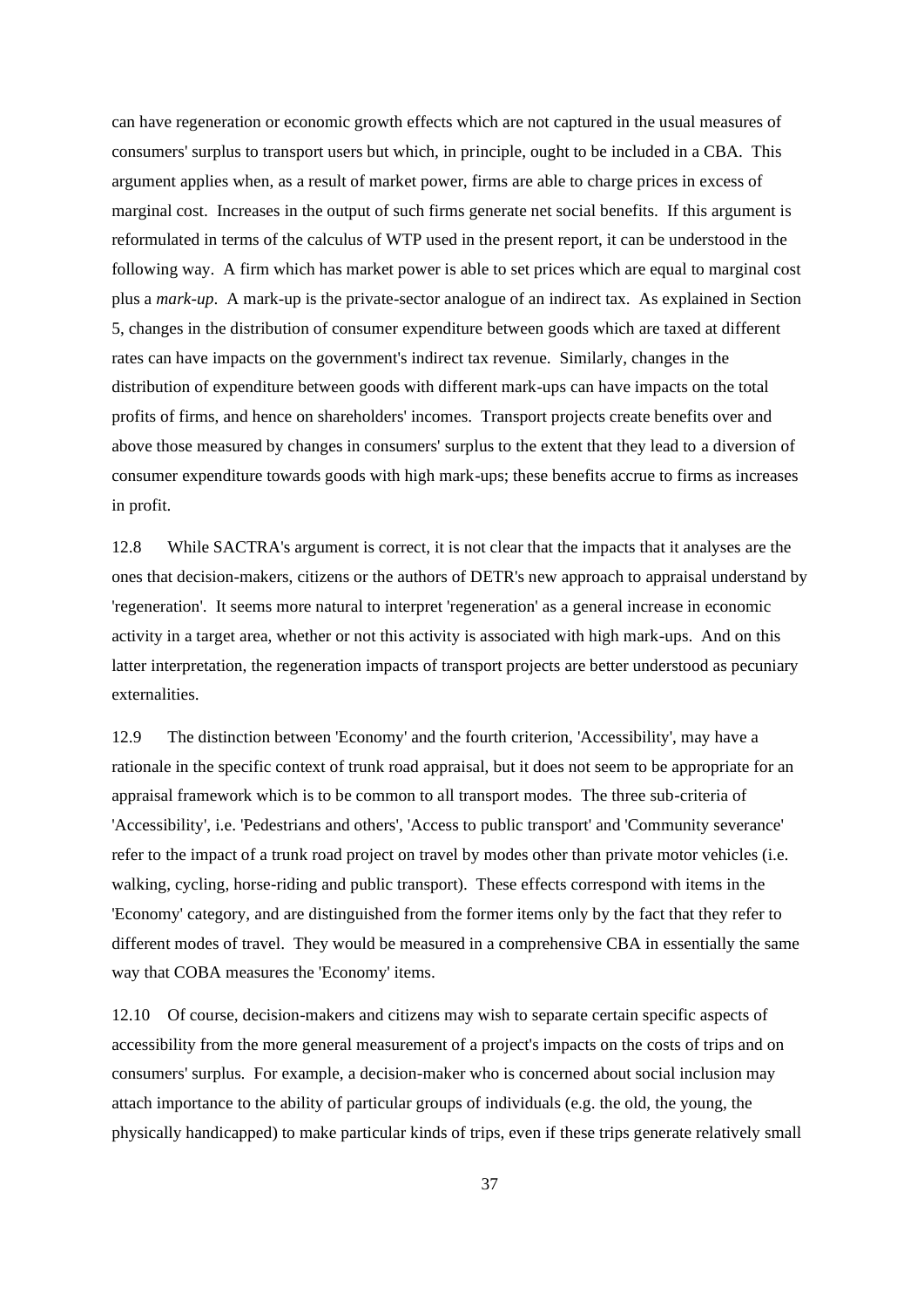can have regeneration or economic growth effects which are not captured in the usual measures of consumers' surplus to transport users but which, in principle, ought to be included in a CBA. This argument applies when, as a result of market power, firms are able to charge prices in excess of marginal cost. Increases in the output of such firms generate net social benefits. If this argument is reformulated in terms of the calculus of WTP used in the present report, it can be understood in the following way. A firm which has market power is able to set prices which are equal to marginal cost plus a *mark-up*. A mark-up is the private-sector analogue of an indirect tax. As explained in Section 5, changes in the distribution of consumer expenditure between goods which are taxed at different rates can have impacts on the government's indirect tax revenue. Similarly, changes in the distribution of expenditure between goods with different mark-ups can have impacts on the total profits of firms, and hence on shareholders' incomes. Transport projects create benefits over and above those measured by changes in consumers' surplus to the extent that they lead to a diversion of consumer expenditure towards goods with high mark-ups; these benefits accrue to firms as increases in profit.

12.8 While SACTRA's argument is correct, it is not clear that the impacts that it analyses are the ones that decision-makers, citizens or the authors of DETR's new approach to appraisal understand by 'regeneration'. It seems more natural to interpret 'regeneration' as a general increase in economic activity in a target area, whether or not this activity is associated with high mark-ups. And on this latter interpretation, the regeneration impacts of transport projects are better understood as pecuniary externalities.

12.9 The distinction between 'Economy' and the fourth criterion, 'Accessibility', may have a rationale in the specific context of trunk road appraisal, but it does not seem to be appropriate for an appraisal framework which is to be common to all transport modes. The three sub-criteria of 'Accessibility', i.e. 'Pedestrians and others', 'Access to public transport' and 'Community severance' refer to the impact of a trunk road project on travel by modes other than private motor vehicles (i.e. walking, cycling, horse-riding and public transport). These effects correspond with items in the 'Economy' category, and are distinguished from the former items only by the fact that they refer to different modes of travel. They would be measured in a comprehensive CBA in essentially the same way that COBA measures the 'Economy' items.

12.10 Of course, decision-makers and citizens may wish to separate certain specific aspects of accessibility from the more general measurement of a project's impacts on the costs of trips and on consumers' surplus. For example, a decision-maker who is concerned about social inclusion may attach importance to the ability of particular groups of individuals (e.g. the old, the young, the physically handicapped) to make particular kinds of trips, even if these trips generate relatively small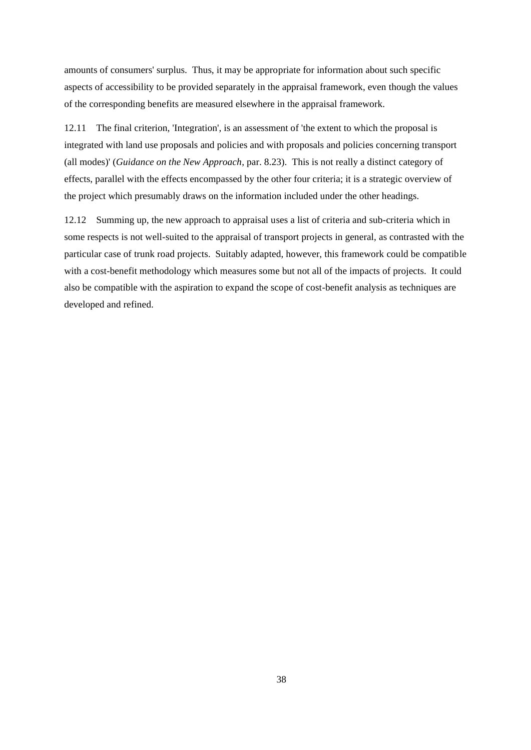amounts of consumers' surplus. Thus, it may be appropriate for information about such specific aspects of accessibility to be provided separately in the appraisal framework, even though the values of the corresponding benefits are measured elsewhere in the appraisal framework.

12.11 The final criterion, 'Integration', is an assessment of 'the extent to which the proposal is integrated with land use proposals and policies and with proposals and policies concerning transport (all modes)' (*Guidance on the New Approach*, par. 8.23). This is not really a distinct category of effects, parallel with the effects encompassed by the other four criteria; it is a strategic overview of the project which presumably draws on the information included under the other headings.

12.12 Summing up, the new approach to appraisal uses a list of criteria and sub-criteria which in some respects is not well-suited to the appraisal of transport projects in general, as contrasted with the particular case of trunk road projects. Suitably adapted, however, this framework could be compatible with a cost-benefit methodology which measures some but not all of the impacts of projects. It could also be compatible with the aspiration to expand the scope of cost-benefit analysis as techniques are developed and refined.